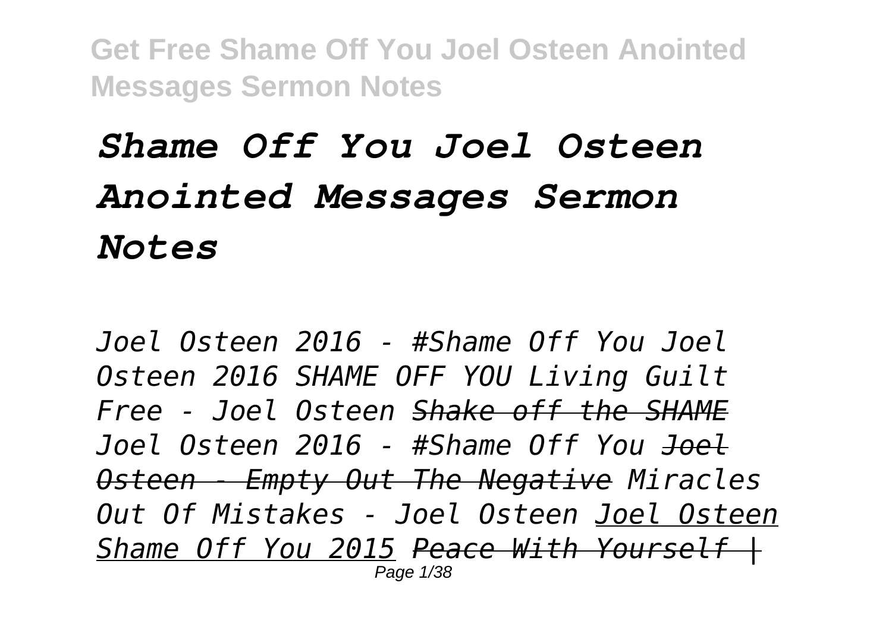# *Shame Off You Joel Osteen Anointed Messages Sermon Notes*

*Joel Osteen 2016 - #Shame Off You Joel Osteen 2016 SHAME OFF YOU Living Guilt Free - Joel Osteen ~~Shake off the SHAME~~ Joel Osteen 2016 - #Shame Off You ~~Joel Osteen - Empty Out The Negative~~ Miracles Out Of Mistakes - Joel Osteen Joel Osteen Shame Off You 2015 ~~Peace With Yourself |~~*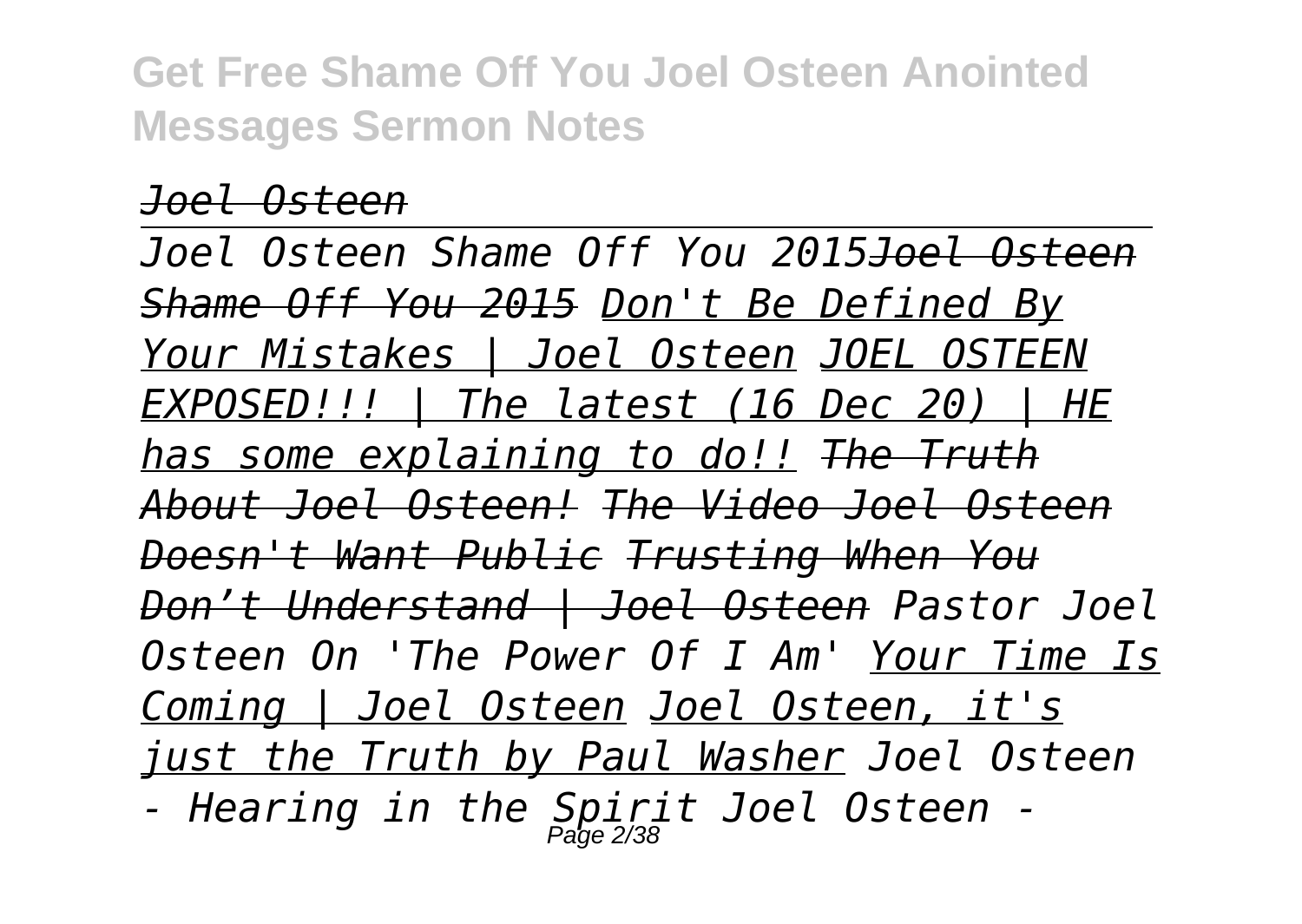*Joel Osteen*

*Joel Osteen Shame Off You 2015Joel Osteen Shame Off You 2015 Don't Be Defined By Your Mistakes | Joel Osteen JOEL OSTEEN EXPOSED!!! | The latest (16 Dec 20) | HE has some explaining to do!! The Truth About Joel Osteen! The Video Joel Osteen Doesn't Want Public Trusting When You Don't Understand | Joel Osteen Pastor Joel Osteen On 'The Power Of I Am' Your Time Is Coming | Joel Osteen Joel Osteen, it's just the Truth by Paul Washer Joel Osteen - Hearing in the Spirit Joel Osteen -*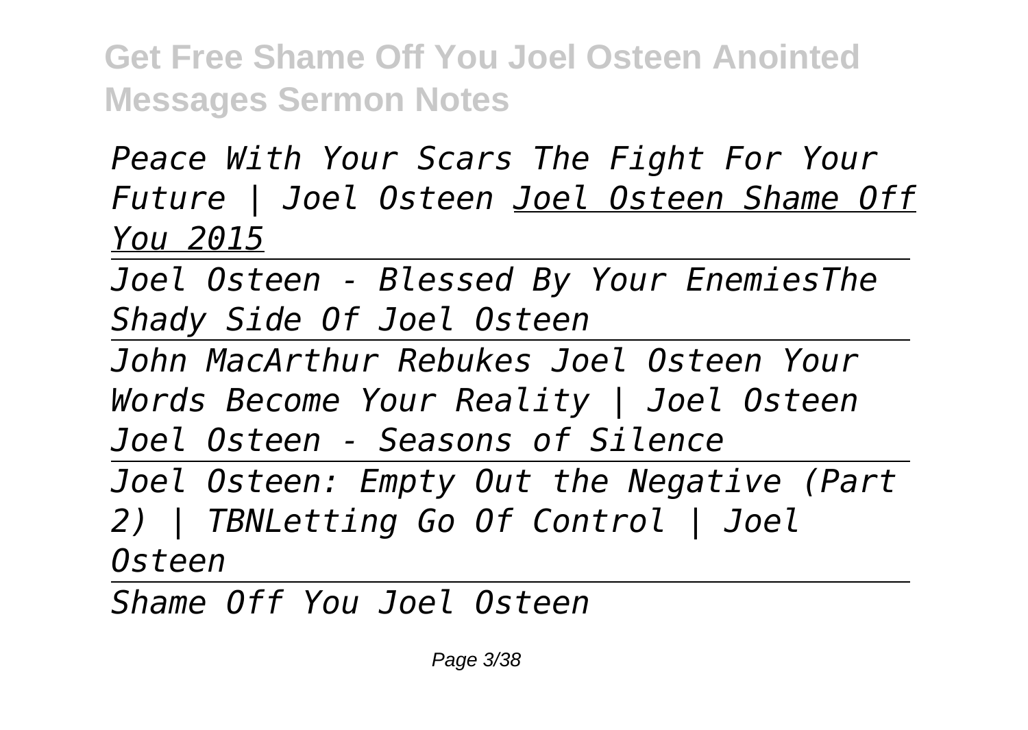*Peace With Your Scars The Fight For Your Future | Joel Osteen* *Joel Osteen Shame Off You 2015*

*Joel Osteen - Blessed By Your EnemiesThe Shady Side Of Joel Osteen*

*John MacArthur Rebukes Joel Osteen Your Words Become Your Reality | Joel Osteen Joel Osteen - Seasons of Silence*

*Joel Osteen: Empty Out the Negative (Part 2) | TBNLetting Go Of Control | Joel Osteen*

*Shame Off You Joel Osteen*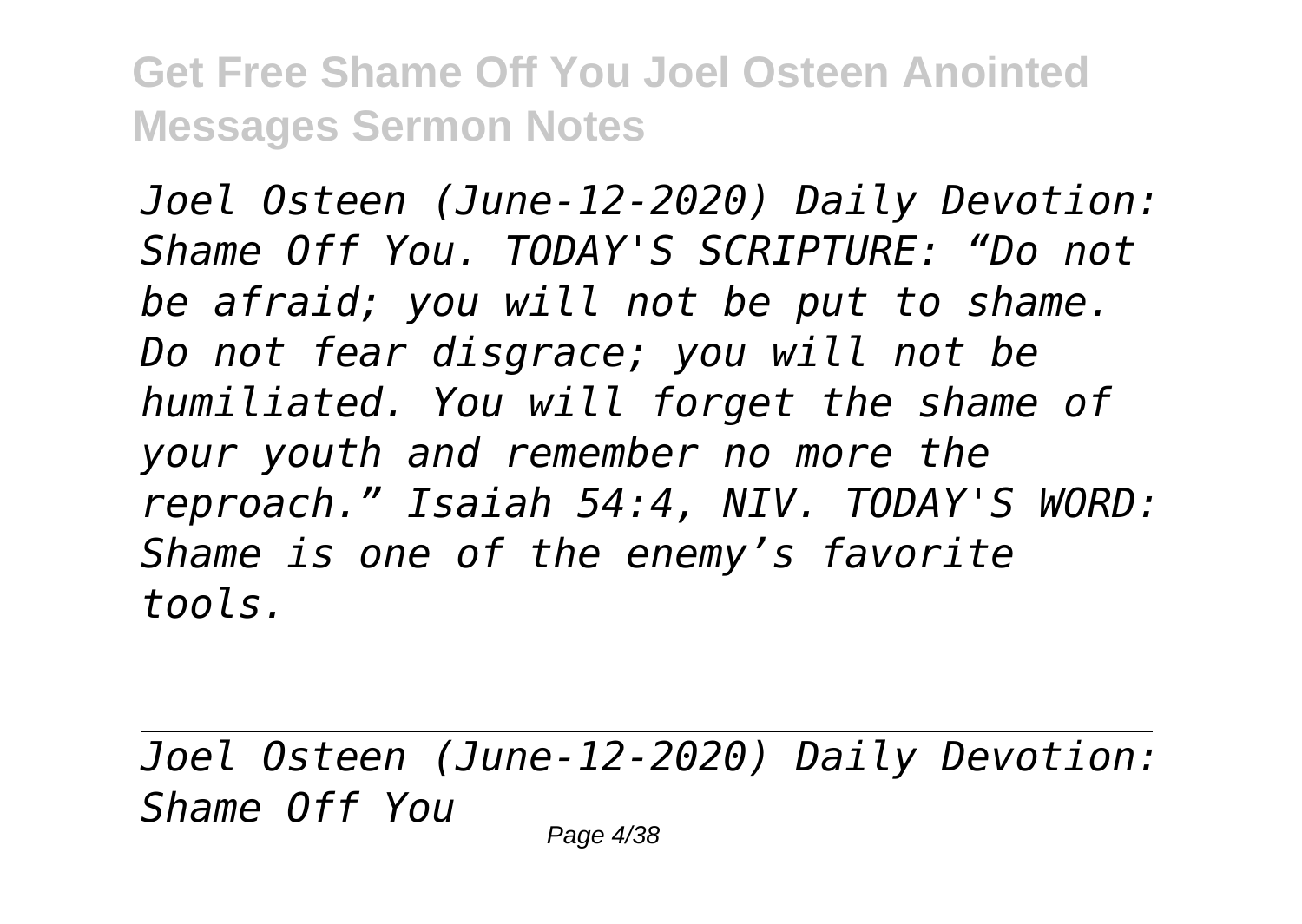*Joel Osteen (June-12-2020) Daily Devotion: Shame Off You. TODAY'S SCRIPTURE: “Do not be afraid; you will not be put to shame. Do not fear disgrace; you will not be humiliated. You will forget the shame of your youth and remember no more the reproach.” Isaiah 54:4, NIV. TODAY'S WORD: Shame is one of the enemy’s favorite tools.*

---

*Joel Osteen (June-12-2020) Daily Devotion: Shame Off You*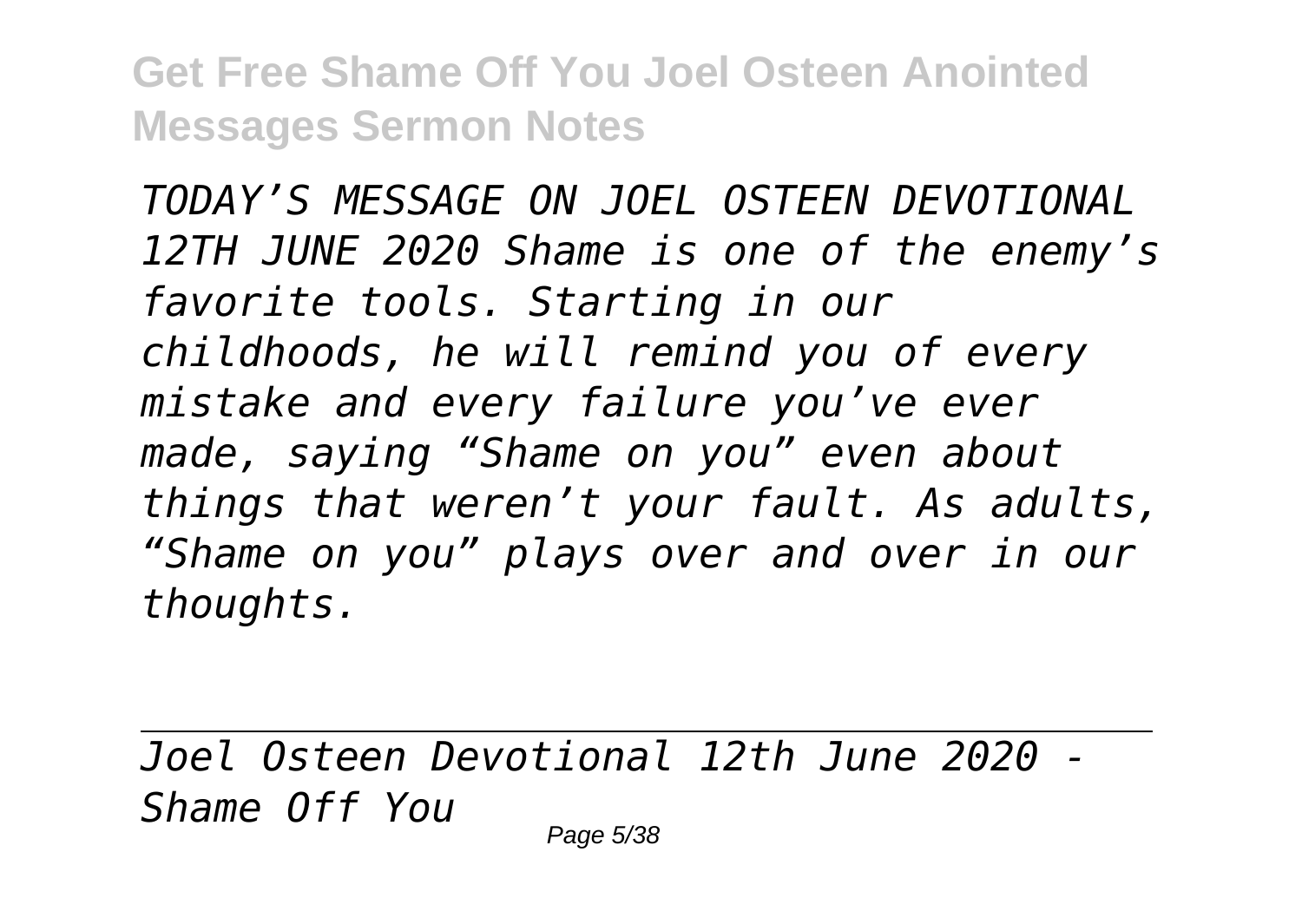*TODAY'S MESSAGE ON JOEL OSTEEN DEVOTIONAL 12TH JUNE 2020 Shame is one of the enemy's favorite tools. Starting in our childhoods, he will remind you of every mistake and every failure you've ever made, saying "Shame on you" even about things that weren't your fault. As adults, "Shame on you" plays over and over in our thoughts.*

---

*Joel Osteen Devotional 12th June 2020 - Shame Off You*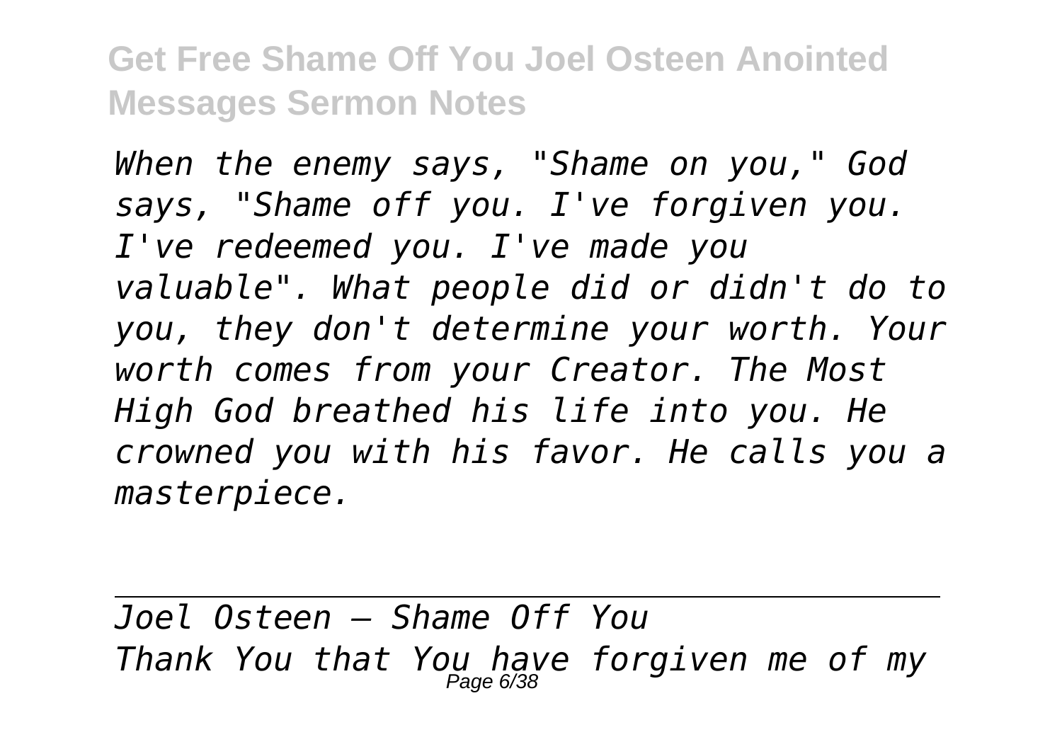*When the enemy says, "Shame on you," God says, "Shame off you. I've forgiven you. I've redeemed you. I've made you valuable". What people did or didn't do to you, they don't determine your worth. Your worth comes from your Creator. The Most High God breathed his life into you. He crowned you with his favor. He calls you a masterpiece.*

---

*Joel Osteen — Shame Off You*

*Thank You that You have forgiven me of my*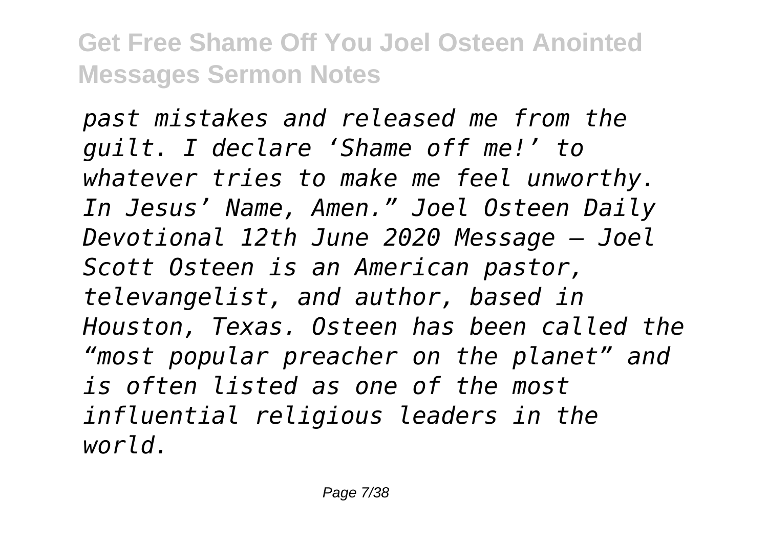*past mistakes and released me from the guilt. I declare 'Shame off me!' to whatever tries to make me feel unworthy. In Jesus' Name, Amen." Joel Osteen Daily Devotional 12th June 2020 Message – Joel Scott Osteen is an American pastor, televangelist, and author, based in Houston, Texas. Osteen has been called the "most popular preacher on the planet" and is often listed as one of the most influential religious leaders in the world.*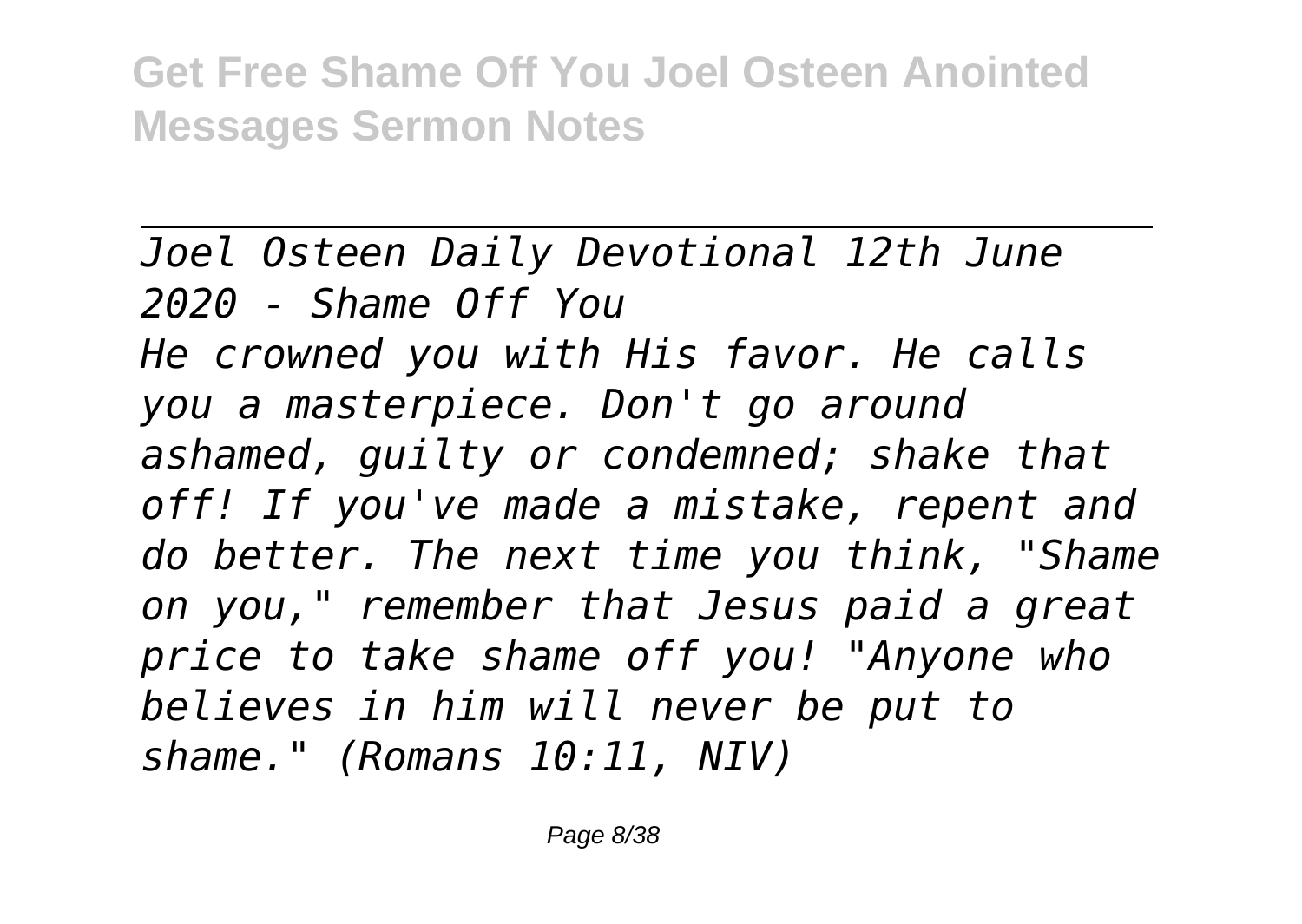*Joel Osteen Daily Devotional 12th June 2020 - Shame Off You*

*He crowned you with His favor. He calls you a masterpiece. Don't go around ashamed, guilty or condemned; shake that off! If you've made a mistake, repent and do better. The next time you think, "Shame on you," remember that Jesus paid a great price to take shame off you! "Anyone who believes in him will never be put to shame." (Romans 10:11, NIV)*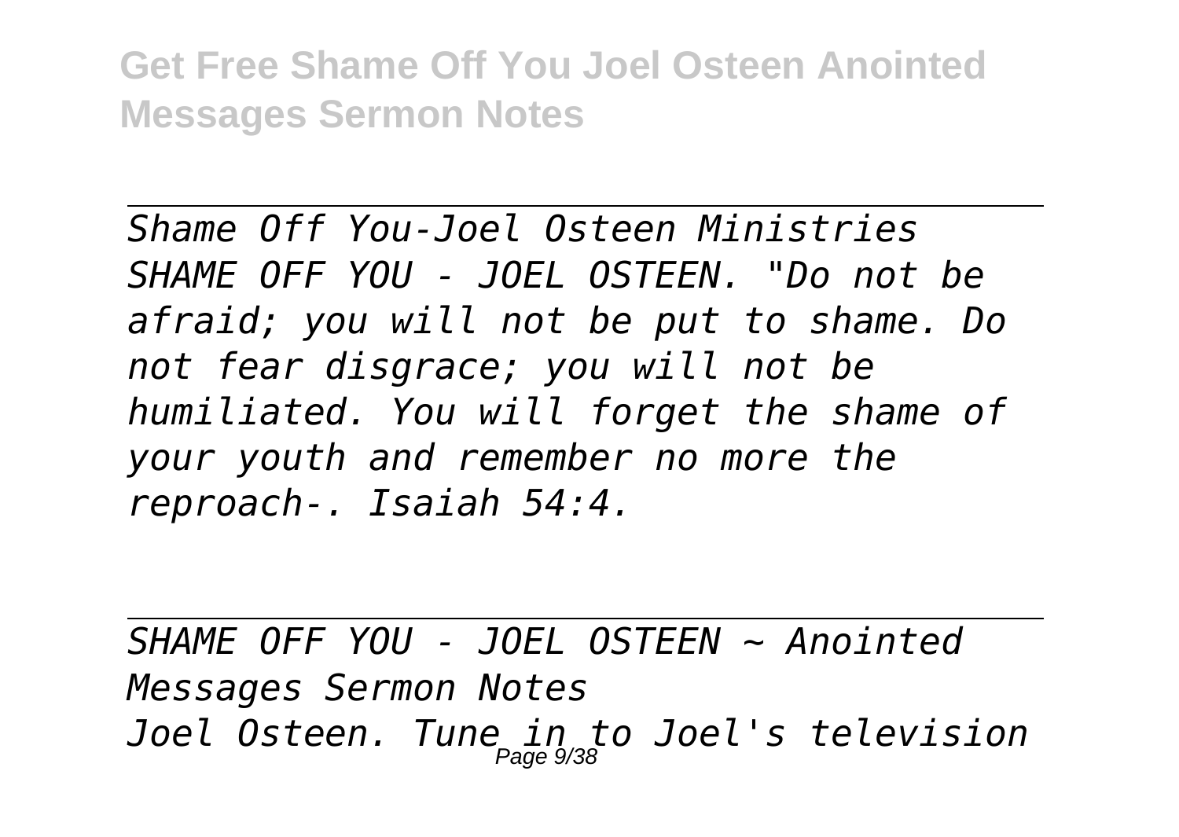*Shame Off You-Joel Osteen Ministries*
*SHAME OFF YOU - JOEL OSTEEN. "Do not be afraid; you will not be put to shame. Do not fear disgrace; you will not be humiliated. You will forget the shame of your youth and remember no more the reproach-. Isaiah 54:4.*

---

*SHAME OFF YOU - JOEL OSTEEN ~ Anointed Messages Sermon Notes*
*Joel Osteen. Tune in to Joel's television*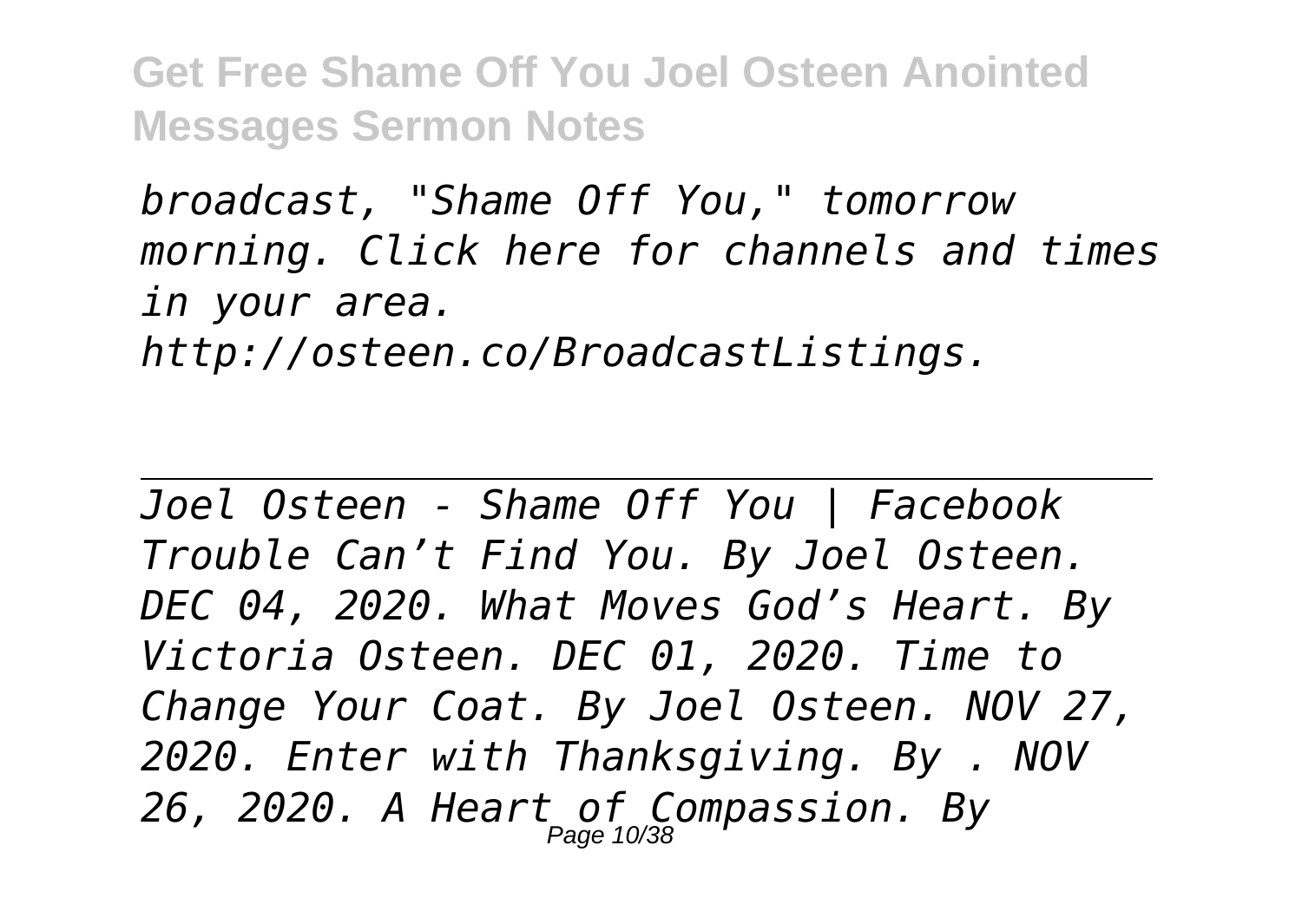*broadcast, "Shame Off You," tomorrow morning. Click here for channels and times in your area. http://osteen.co/BroadcastListings.*

---

*Joel Osteen - Shame Off You | Facebook*
*Trouble Can't Find You. By Joel Osteen. DEC 04, 2020. What Moves God's Heart. By Victoria Osteen. DEC 01, 2020. Time to Change Your Coat. By Joel Osteen. NOV 27, 2020. Enter with Thanksgiving. By . NOV 26, 2020. A Heart of Compassion. By*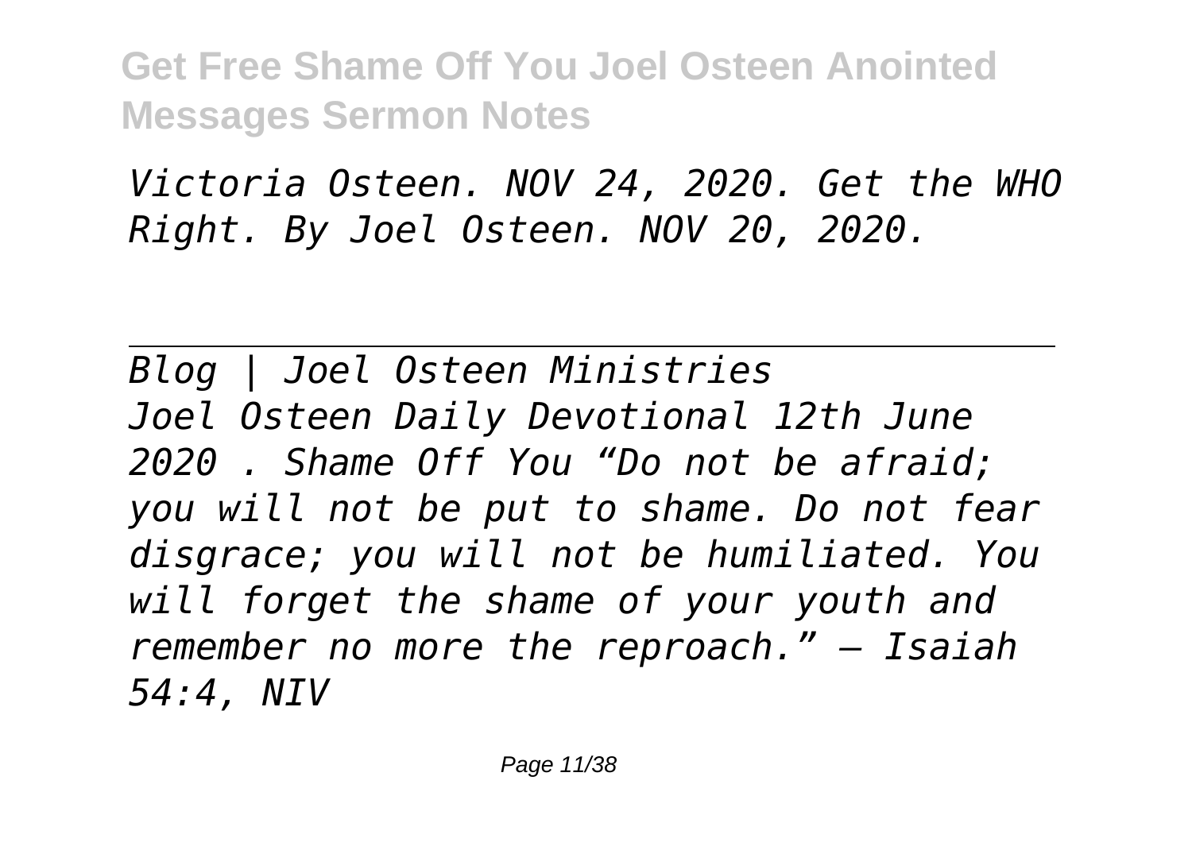*Victoria Osteen. NOV 24, 2020. Get the WHO Right. By Joel Osteen. NOV 20, 2020.*

---

*Blog | Joel Osteen Ministries*

*Joel Osteen Daily Devotional 12th June 2020 . Shame Off You "Do not be afraid; you will not be put to shame. Do not fear disgrace; you will not be humiliated. You will forget the shame of your youth and remember no more the reproach." – Isaiah 54:4, NIV*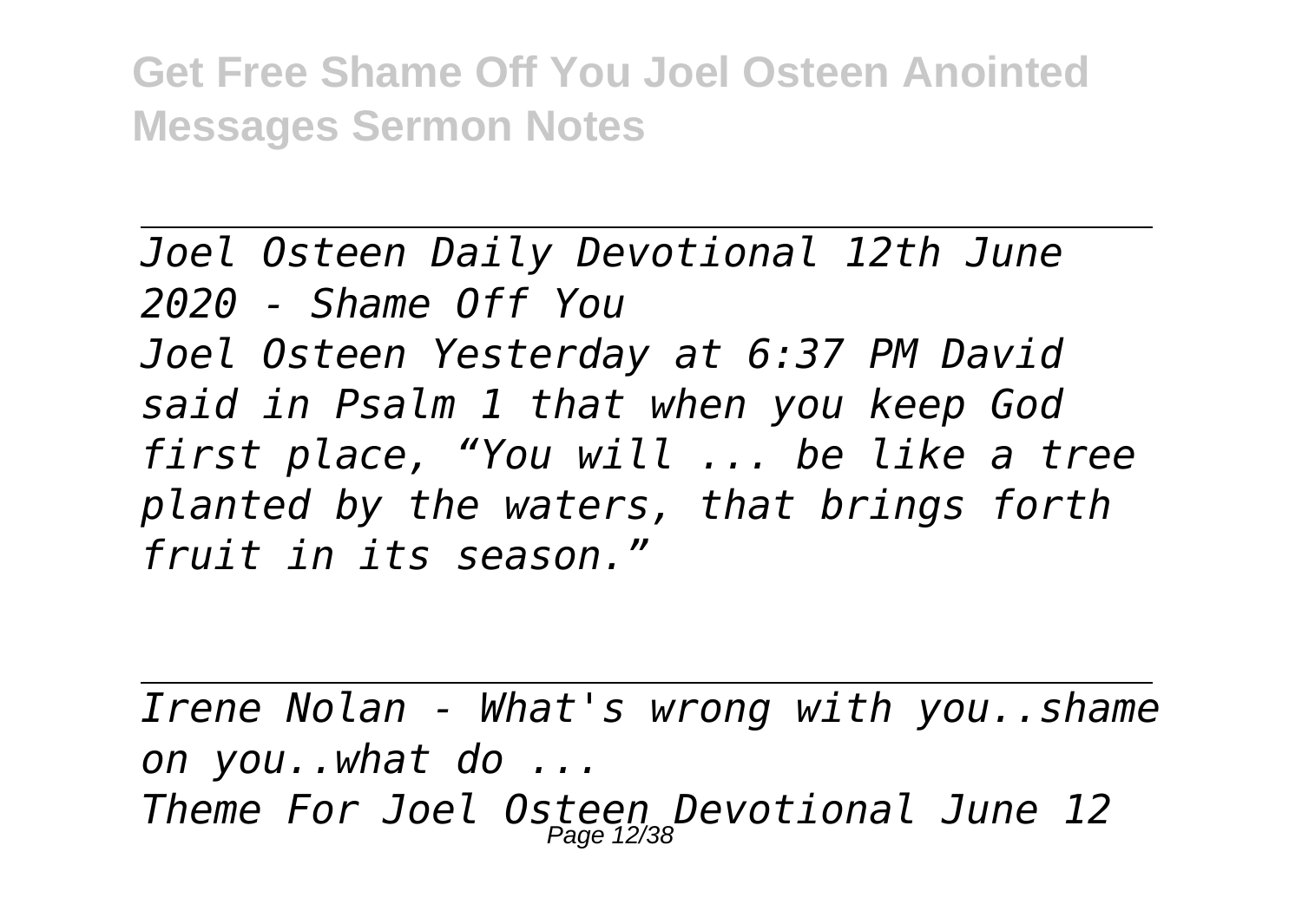*Joel Osteen Daily Devotional 12th June 2020 - Shame Off You*

*Joel Osteen Yesterday at 6:37 PM David said in Psalm 1 that when you keep God first place, "You will ... be like a tree planted by the waters, that brings forth fruit in its season."*

---

*Irene Nolan - What's wrong with you..shame on you..what do ...*

*Theme For Joel Osteen Devotional June 12*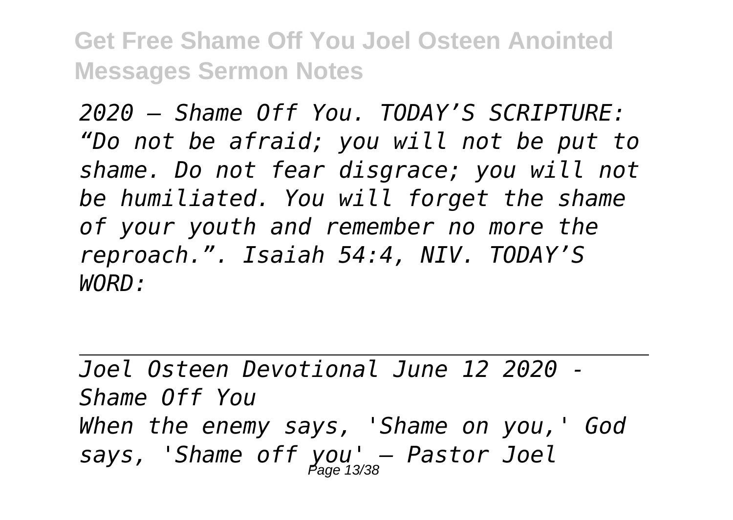*2020 – Shame Off You. TODAY'S SCRIPTURE: "Do not be afraid; you will not be put to shame. Do not fear disgrace; you will not be humiliated. You will forget the shame of your youth and remember no more the reproach.". Isaiah 54:4, NIV. TODAY'S WORD:*

---

*Joel Osteen Devotional June 12 2020 - Shame Off You*

*When the enemy says, 'Shame on you,' God says, 'Shame off you' — Pastor Joel*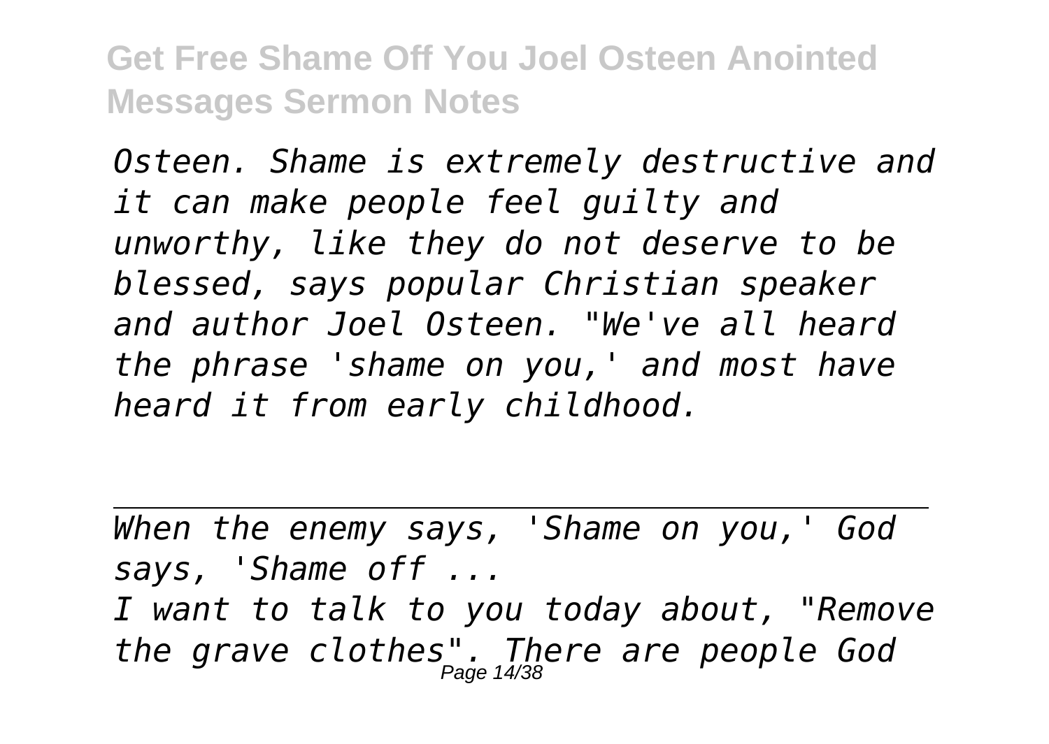*Osteen. Shame is extremely destructive and it can make people feel guilty and unworthy, like they do not deserve to be blessed, says popular Christian speaker and author Joel Osteen. "We've all heard the phrase 'shame on you,' and most have heard it from early childhood.*

---

*When the enemy says, 'Shame on you,' God says, 'Shame off ...*

*I want to talk to you today about, "Remove the grave clothes". There are people God*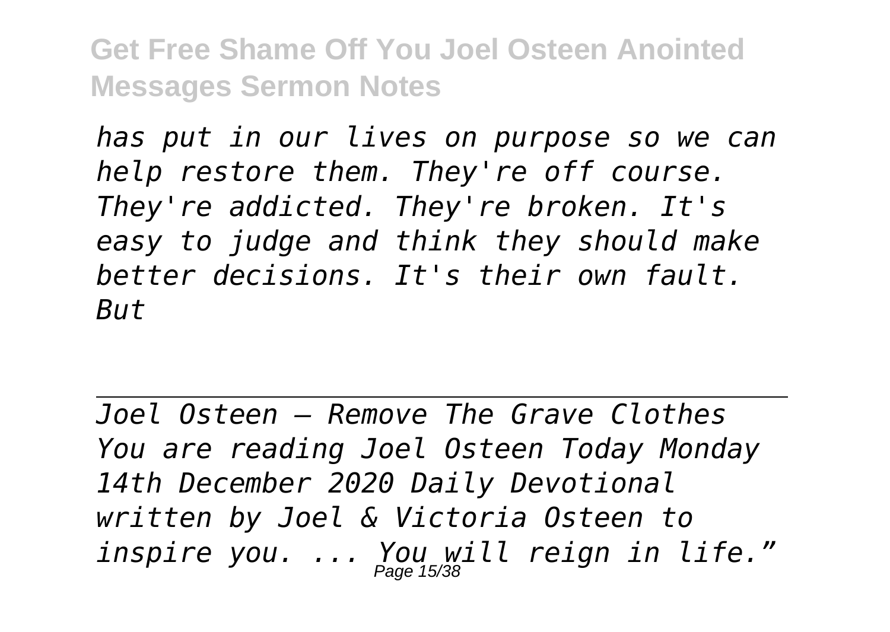*has put in our lives on purpose so we can help restore them. They're off course. They're addicted. They're broken. It's easy to judge and think they should make better decisions. It's their own fault. But*

---

*Joel Osteen — Remove The Grave Clothes*
*You are reading Joel Osteen Today Monday 14th December 2020 Daily Devotional written by Joel & Victoria Osteen to inspire you. ... You will reign in life."*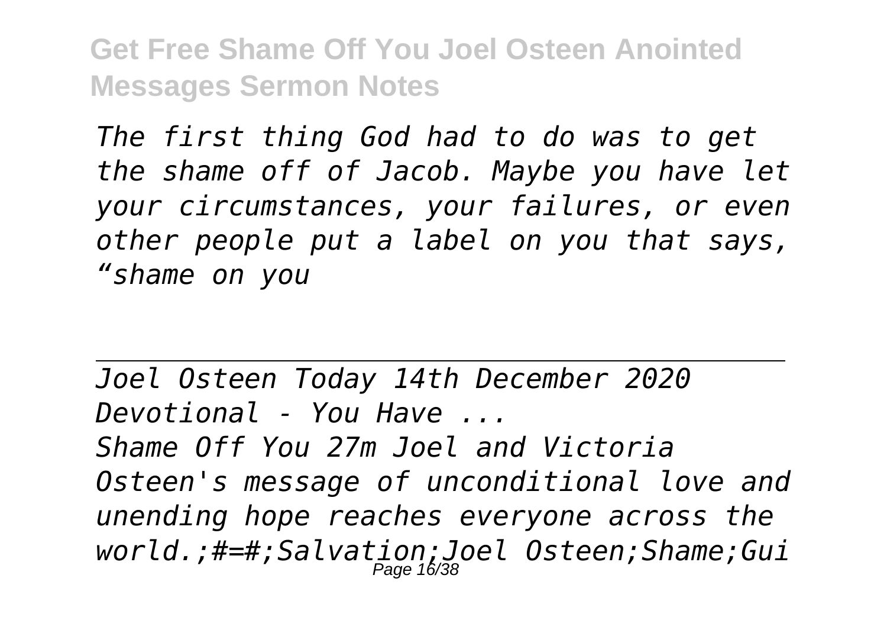*The first thing God had to do was to get the shame off of Jacob. Maybe you have let your circumstances, your failures, or even other people put a label on you that says, "shame on you*

---

*Joel Osteen Today 14th December 2020 Devotional - You Have ...*

*Shame Off You 27m Joel and Victoria Osteen's message of unconditional love and unending hope reaches everyone across the world.;#=#;Salvation;Joel Osteen;Shame;Gui*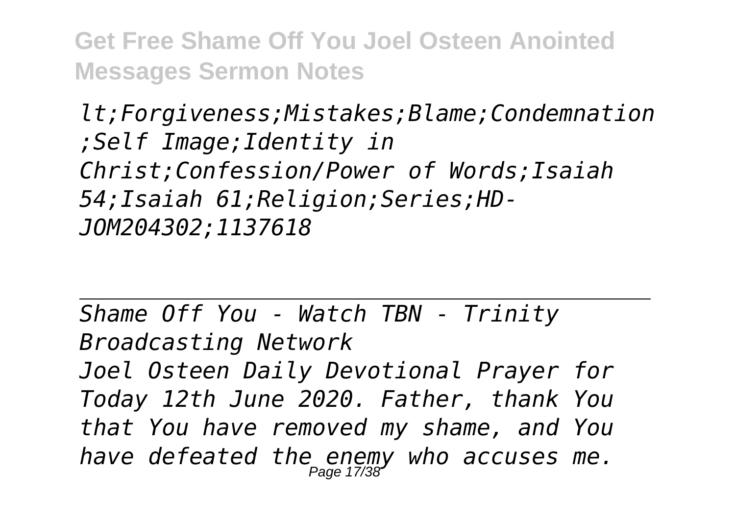*lt;Forgiveness;Mistakes;Blame;Condemnation ;Self Image;Identity in Christ;Confession/Power of Words;Isaiah 54;Isaiah 61;Religion;Series;HD-JOM204302;1137618*

---

*Shame Off You - Watch TBN - Trinity Broadcasting Network*

*Joel Osteen Daily Devotional Prayer for Today 12th June 2020. Father, thank You that You have removed my shame, and You have defeated the enemy who accuses me.*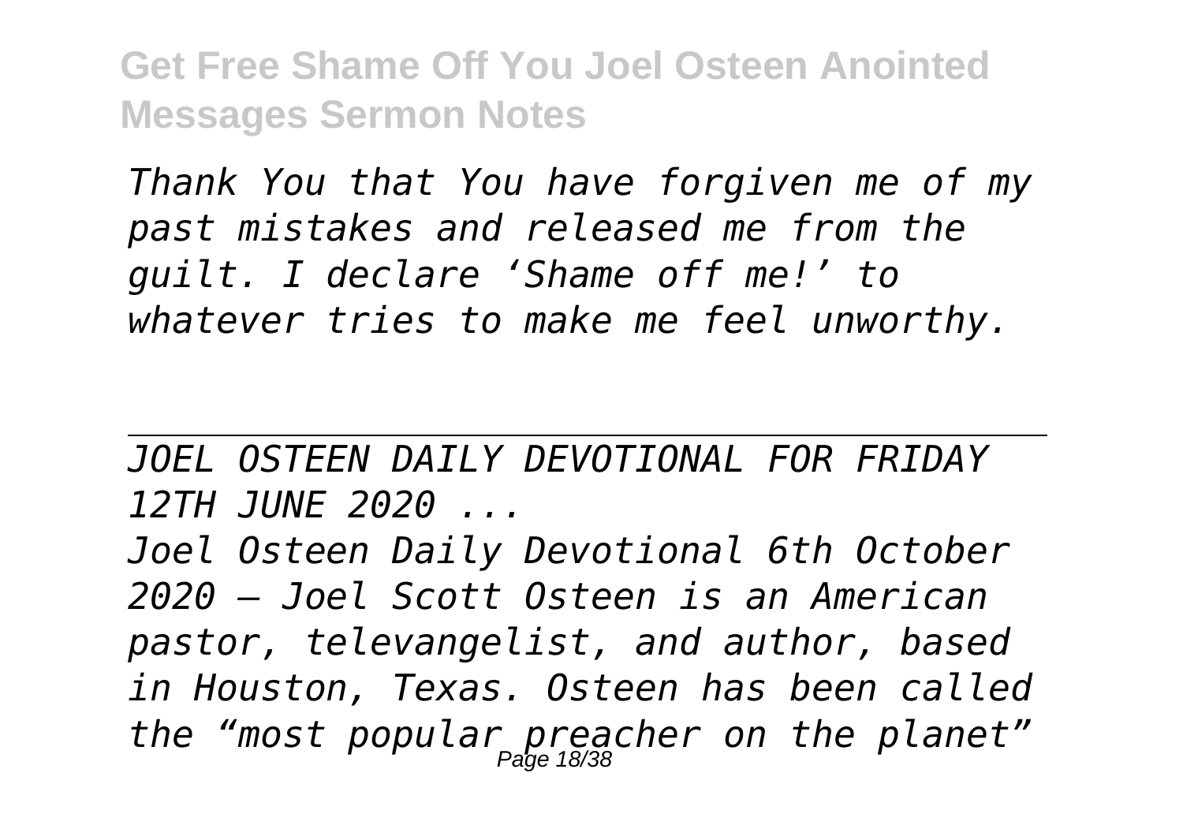*Thank You that You have forgiven me of my past mistakes and released me from the guilt. I declare 'Shame off me!' to whatever tries to make me feel unworthy.*

---

*JOEL OSTEEN DAILY DEVOTIONAL FOR FRIDAY 12TH JUNE 2020 ...*

*Joel Osteen Daily Devotional 6th October 2020 – Joel Scott Osteen is an American pastor, televangelist, and author, based in Houston, Texas. Osteen has been called the "most popular preacher on the planet"*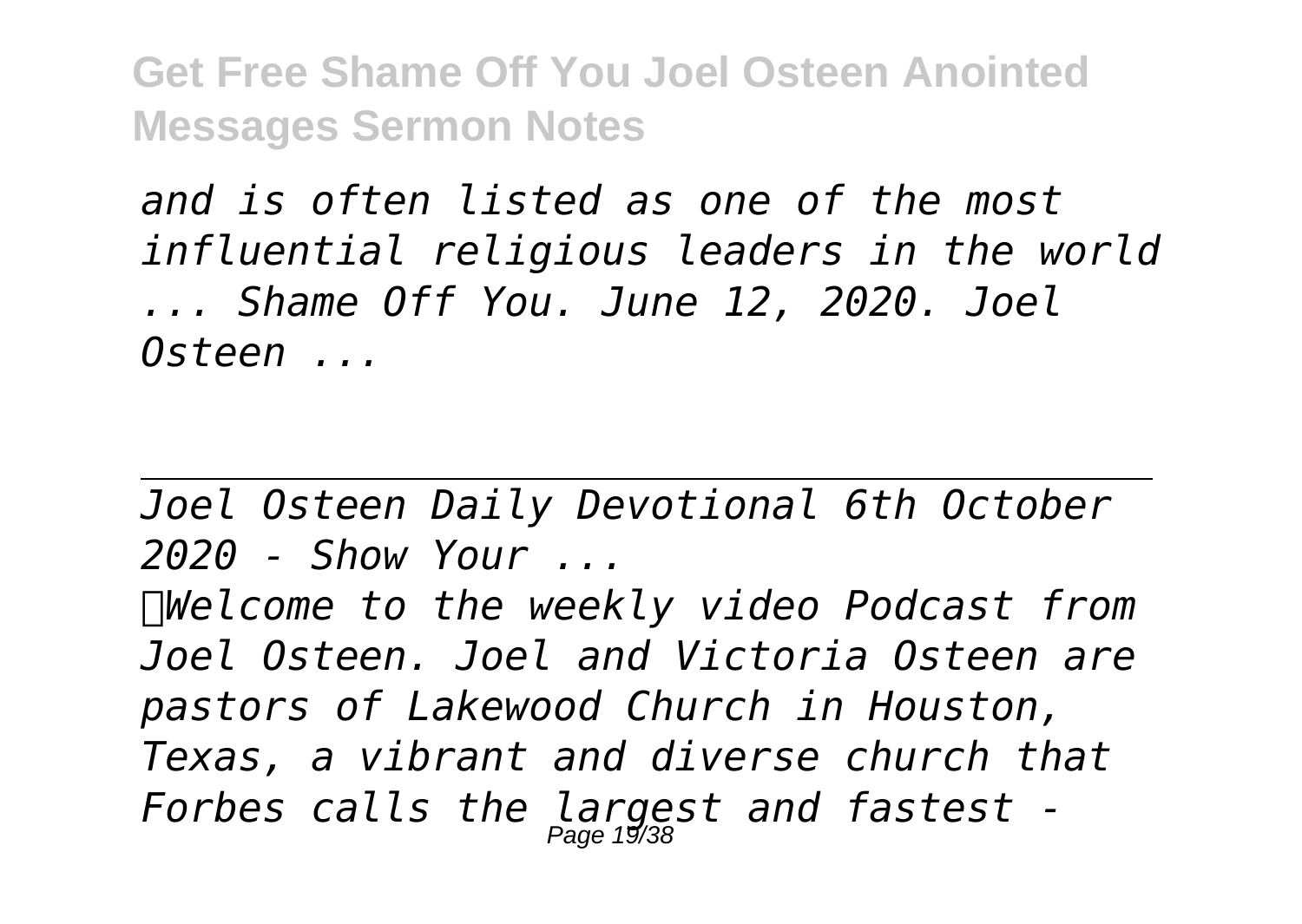*and is often listed as one of the most influential religious leaders in the world ... Shame Off You. June 12, 2020. Joel Osteen ...*

---

*Joel Osteen Daily Devotional 6th October 2020 - Show Your ...*

*Welcome to the weekly video Podcast from Joel Osteen. Joel and Victoria Osteen are pastors of Lakewood Church in Houston, Texas, a vibrant and diverse church that Forbes calls the largest and fastest -*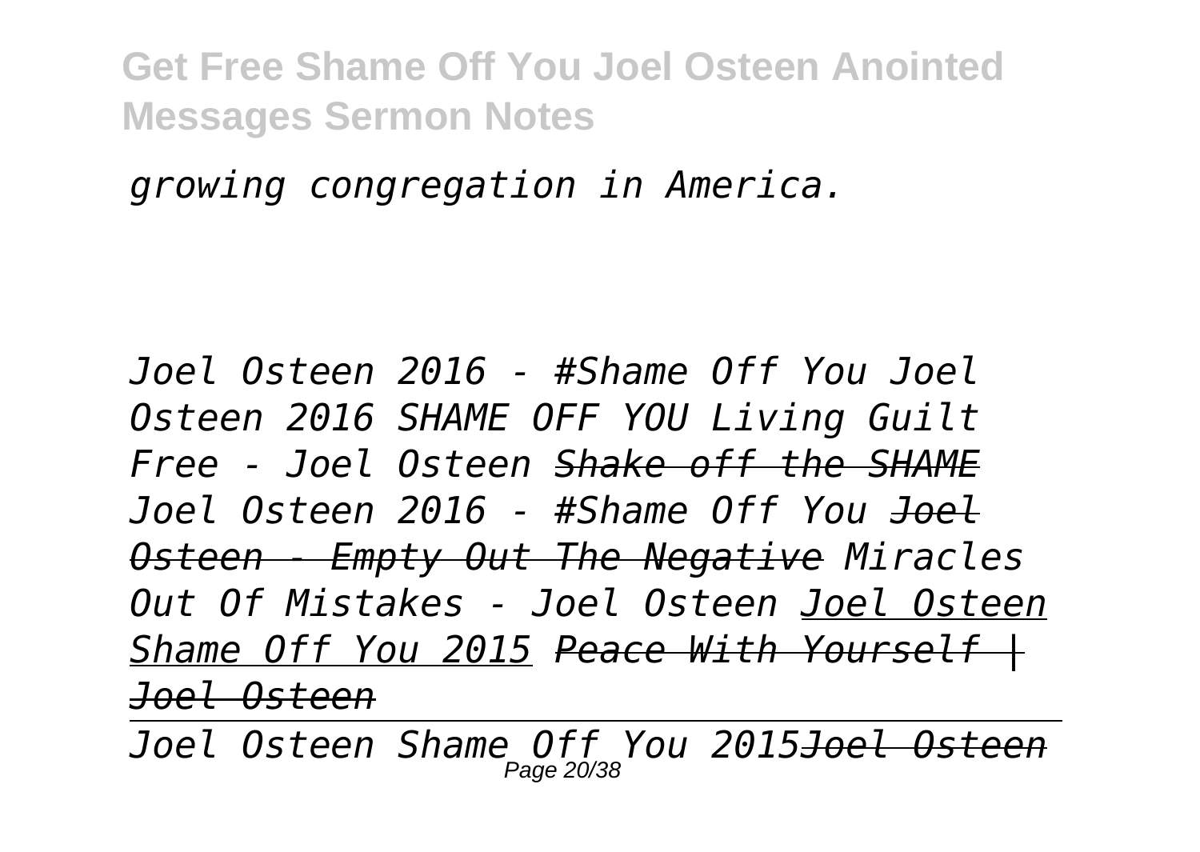*growing congregation in America.*

*Joel Osteen 2016 - #Shame Off You Joel Osteen 2016 SHAME OFF YOU Living Guilt Free - Joel Osteen ~~Shake off the SHAME~~ Joel Osteen 2016 - #Shame Off You ~~Joel Osteen - Empty Out The Negative~~ Miracles Out Of Mistakes - Joel Osteen Joel Osteen Shame Off You 2015 ~~Peace With Yourself | Joel Osteen~~*

*~~Joel Osteen Shame Off You 2015~~~~Joel Osteen~~*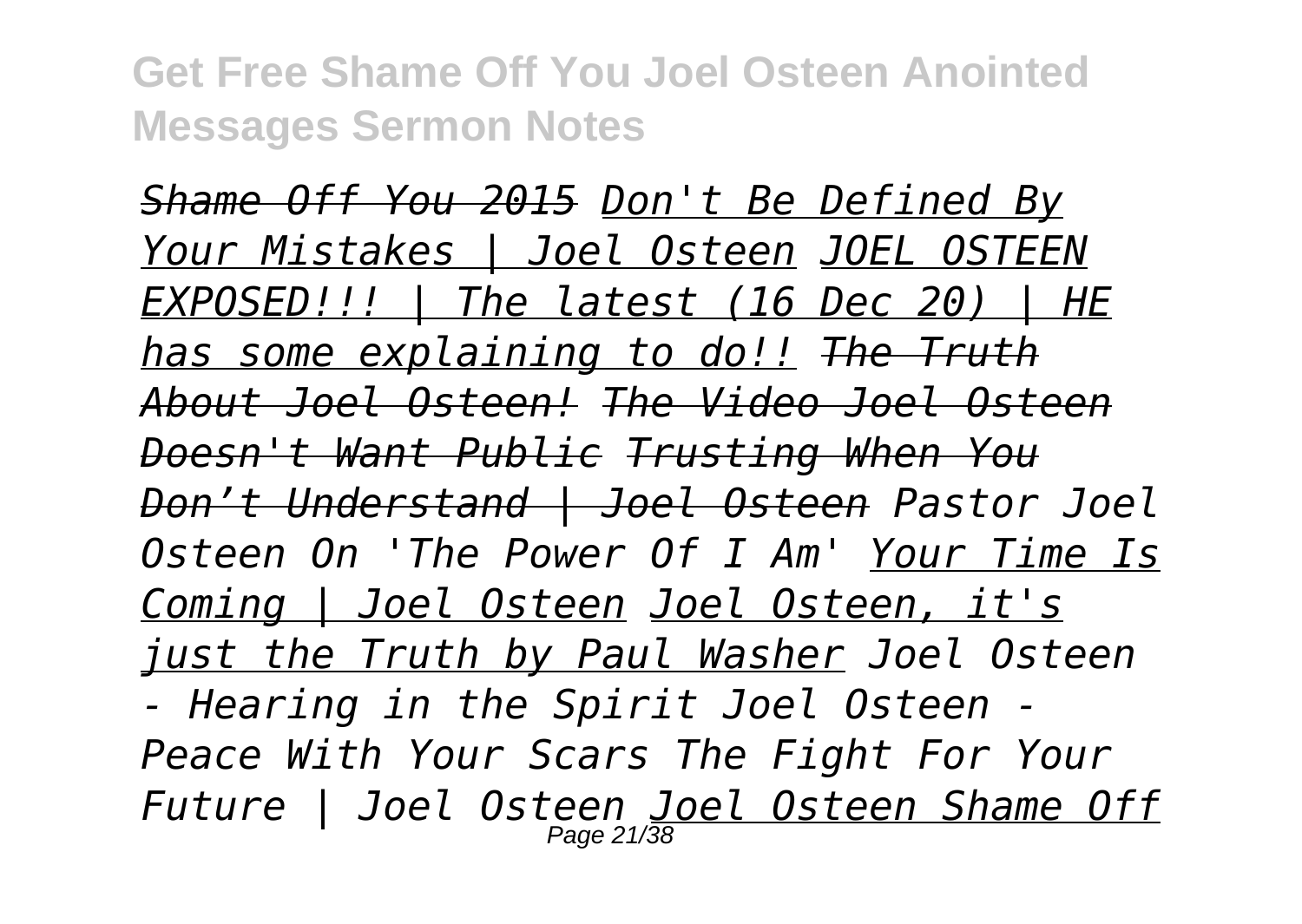*Shame Off You 2015 Don't Be Defined By Your Mistakes | Joel Osteen JOEL OSTEEN EXPOSED!!! | The latest (16 Dec 20) | HE has some explaining to do!! The Truth About Joel Osteen! The Video Joel Osteen Doesn't Want Public Trusting When You Don't Understand | Joel Osteen Pastor Joel Osteen On 'The Power Of I Am' Your Time Is Coming | Joel Osteen Joel Osteen, it's just the Truth by Paul Washer Joel Osteen - Hearing in the Spirit Joel Osteen - Peace With Your Scars The Fight For Your Future | Joel Osteen Joel Osteen Shame Off*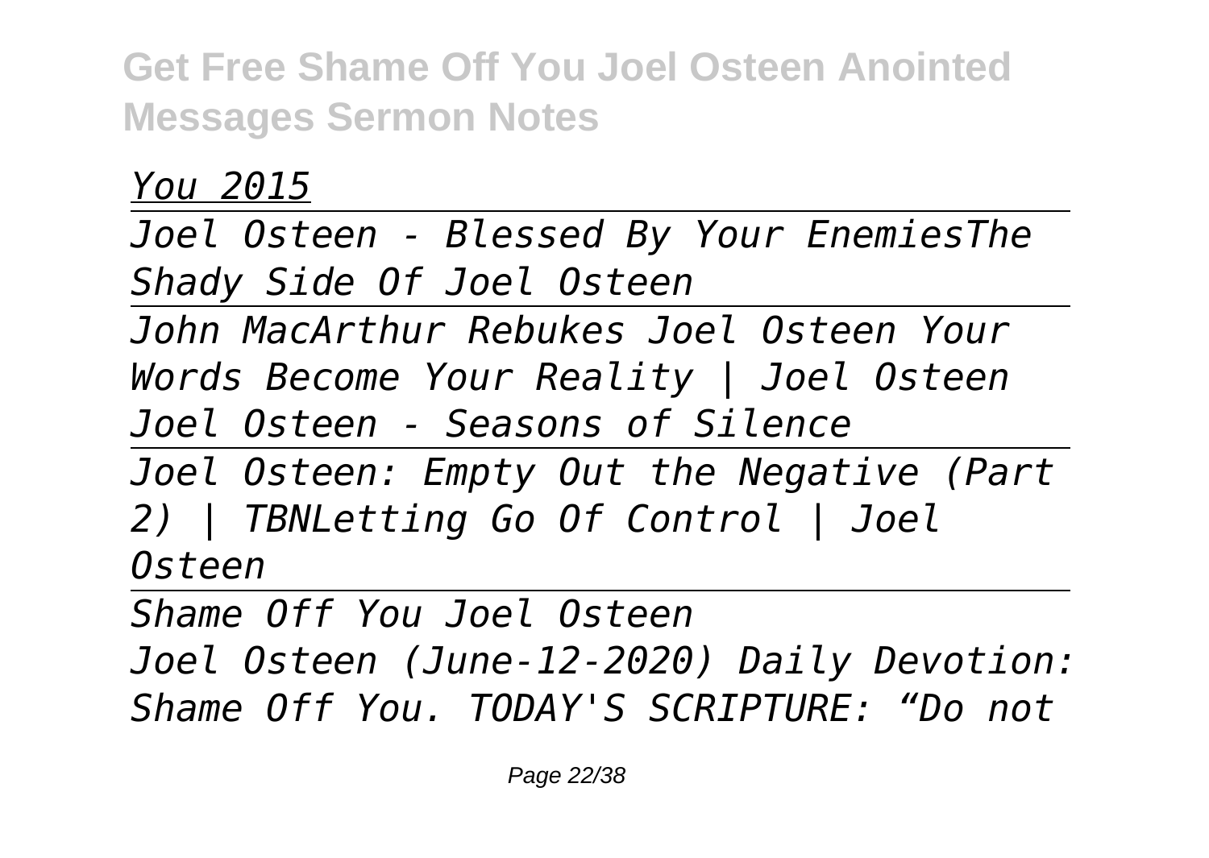*You 2015*

---

*Joel Osteen - Blessed By Your EnemiesThe Shady Side Of Joel Osteen*

---

*John MacArthur Rebukes Joel Osteen Your Words Become Your Reality | Joel Osteen Joel Osteen - Seasons of Silence*

---

*Joel Osteen: Empty Out the Negative (Part 2) | TBNLetting Go Of Control | Joel Osteen*

---

*Shame Off You Joel Osteen*

*Joel Osteen (June-12-2020) Daily Devotion: Shame Off You. TODAY'S SCRIPTURE: “Do not*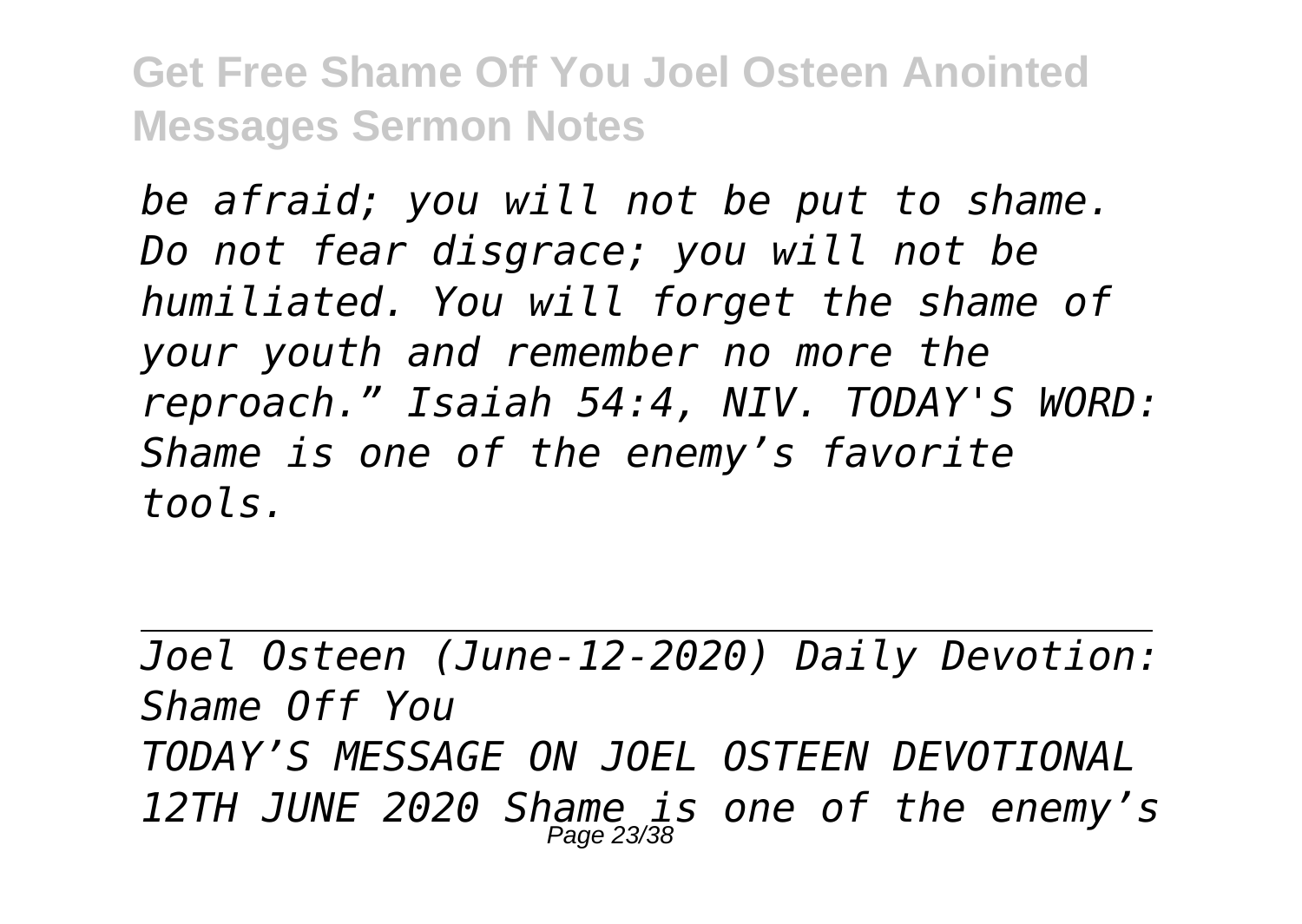*be afraid; you will not be put to shame. Do not fear disgrace; you will not be humiliated. You will forget the shame of your youth and remember no more the reproach." Isaiah 54:4, NIV. TODAY'S WORD: Shame is one of the enemy's favorite tools.*

---

*Joel Osteen (June-12-2020) Daily Devotion: Shame Off You*

*TODAY'S MESSAGE ON JOEL OSTEEN DEVOTIONAL 12TH JUNE 2020 Shame is one of the enemy's*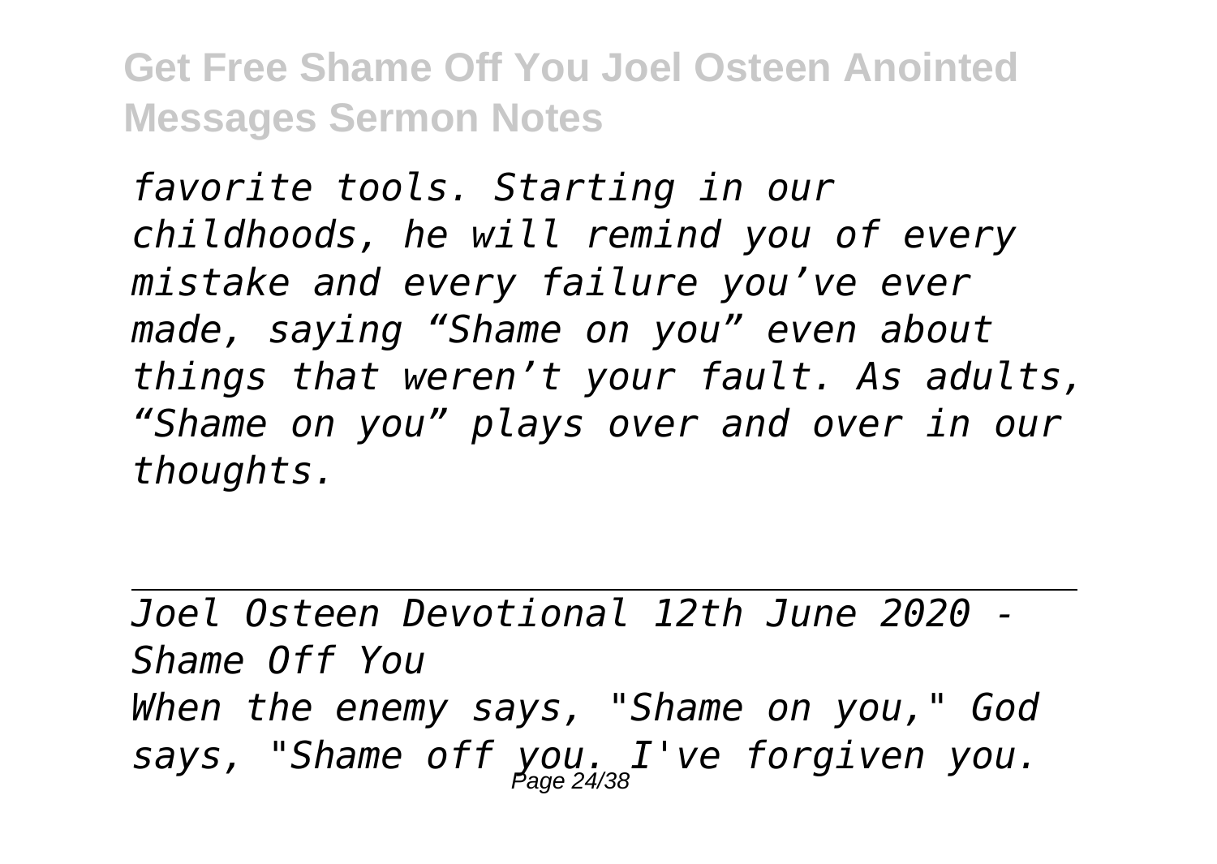*favorite tools. Starting in our childhoods, he will remind you of every mistake and every failure you've ever made, saying "Shame on you" even about things that weren't your fault. As adults, "Shame on you" plays over and over in our thoughts.*

---

*Joel Osteen Devotional 12th June 2020 - Shame Off You*

*When the enemy says, "Shame on you," God says, "Shame off you. I've forgiven you.*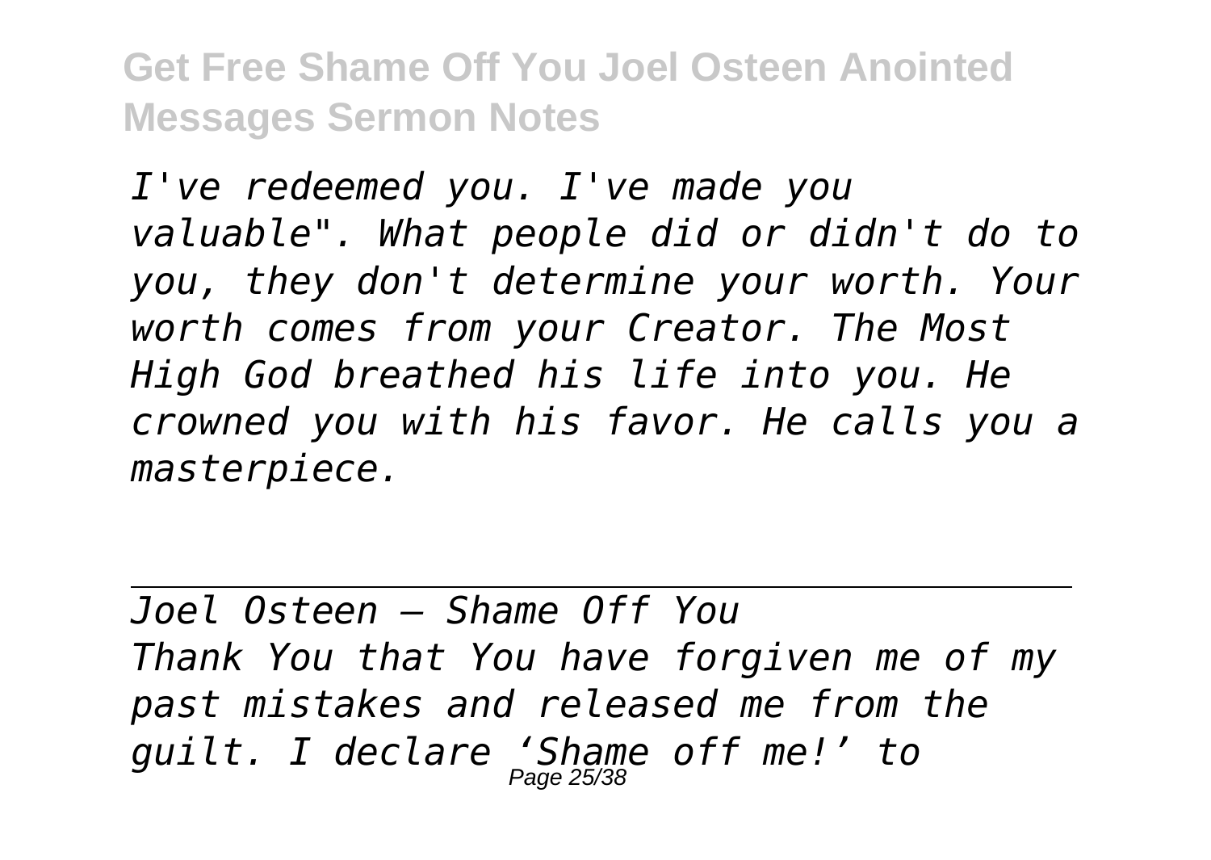*I've redeemed you. I've made you valuable". What people did or didn't do to you, they don't determine your worth. Your worth comes from your Creator. The Most High God breathed his life into you. He crowned you with his favor. He calls you a masterpiece.*

---

*Joel Osteen — Shame Off You*

*Thank You that You have forgiven me of my past mistakes and released me from the guilt. I declare 'Shame off me!' to*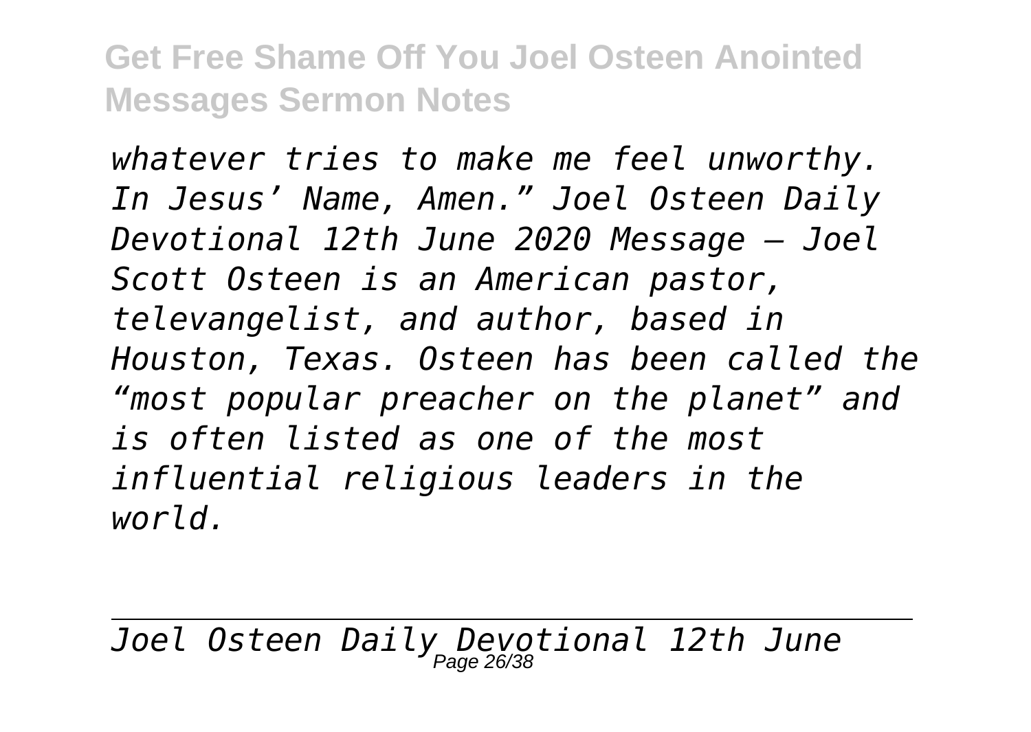*whatever tries to make me feel unworthy. In Jesus' Name, Amen." Joel Osteen Daily Devotional 12th June 2020 Message – Joel Scott Osteen is an American pastor, televangelist, and author, based in Houston, Texas. Osteen has been called the "most popular preacher on the planet" and is often listed as one of the most influential religious leaders in the world.*

---

*Joel Osteen Daily Devotional 12th June*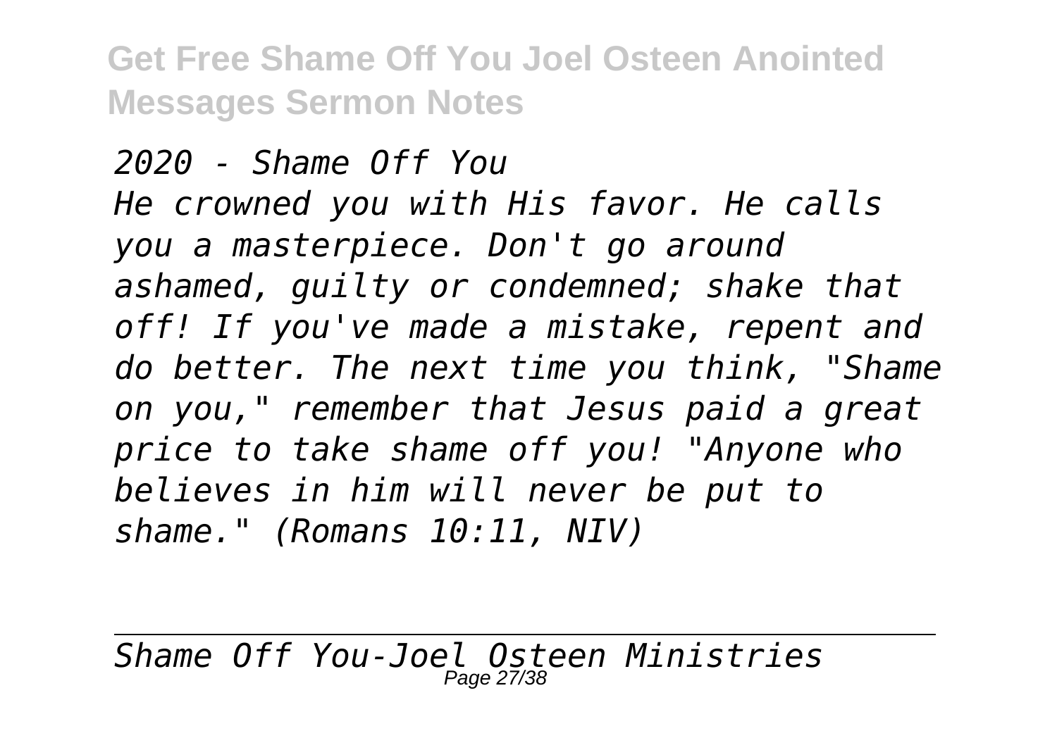*2020 - Shame Off You*
*He crowned you with His favor. He calls you a masterpiece. Don't go around ashamed, guilty or condemned; shake that off! If you've made a mistake, repent and do better. The next time you think, "Shame on you," remember that Jesus paid a great price to take shame off you! "Anyone who believes in him will never be put to shame." (Romans 10:11, NIV)*

*Shame Off You-Joel Osteen Ministries*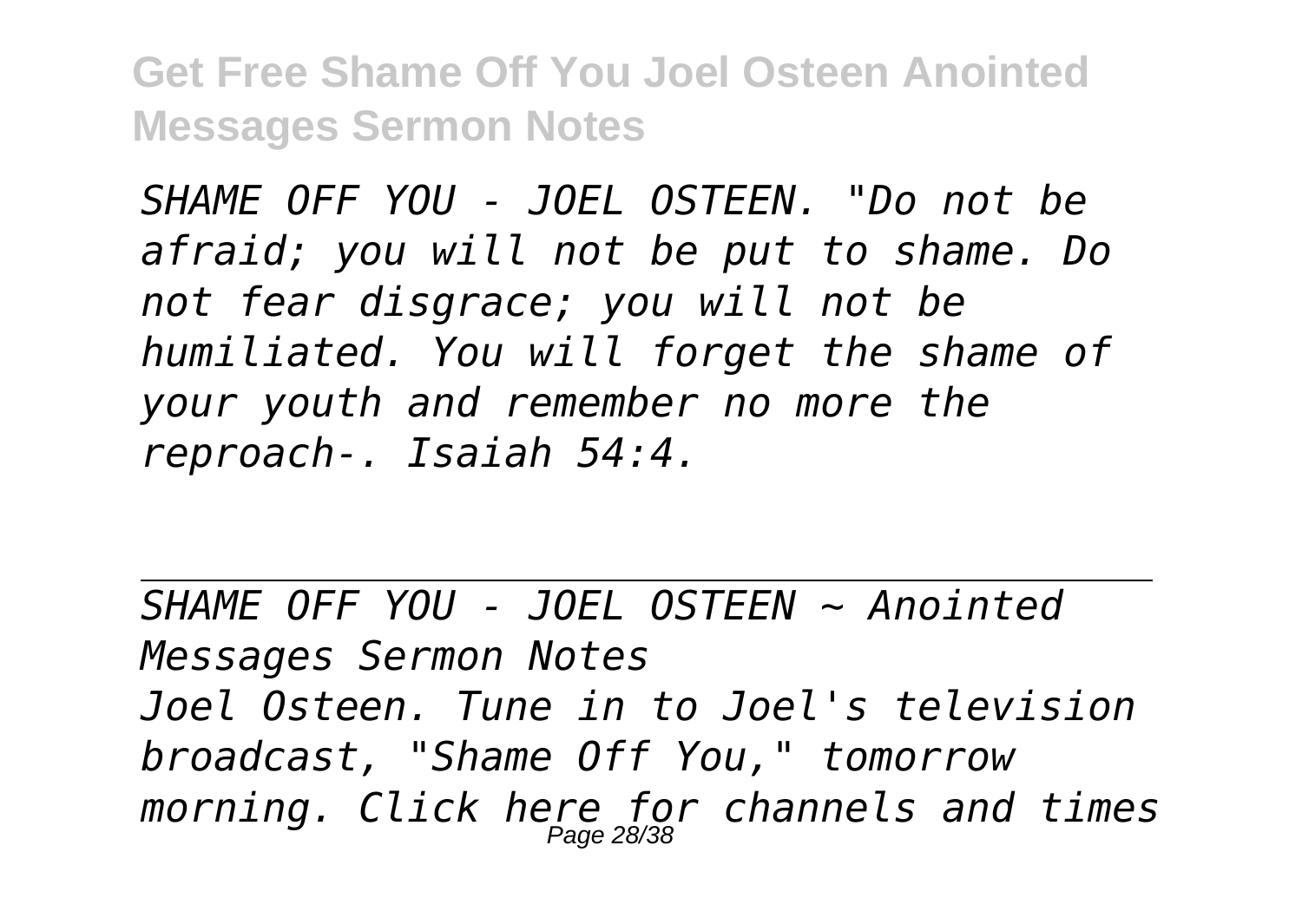*SHAME OFF YOU - JOEL OSTEEN. "Do not be afraid; you will not be put to shame. Do not fear disgrace; you will not be humiliated. You will forget the shame of your youth and remember no more the reproach-. Isaiah 54:4.*

---

*SHAME OFF YOU - JOEL OSTEEN ~ Anointed Messages Sermon Notes*

*Joel Osteen. Tune in to Joel's television broadcast, "Shame Off You," tomorrow morning. Click here for channels and times*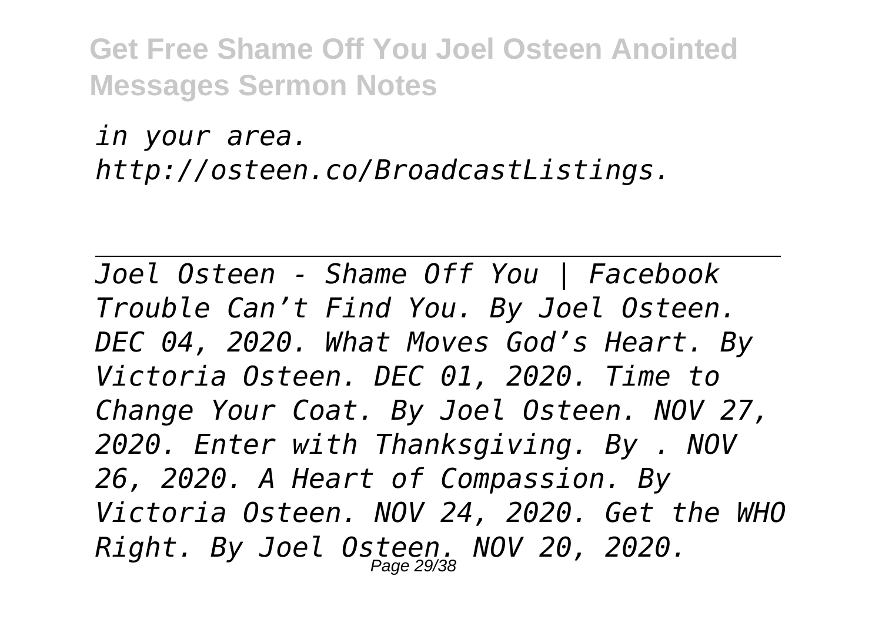*in your area. http://osteen.co/BroadcastListings.*

---

*Joel Osteen - Shame Off You | Facebook*
*Trouble Can’t Find You. By Joel Osteen. DEC 04, 2020. What Moves God’s Heart. By Victoria Osteen. DEC 01, 2020. Time to Change Your Coat. By Joel Osteen. NOV 27, 2020. Enter with Thanksgiving. By . NOV 26, 2020. A Heart of Compassion. By Victoria Osteen. NOV 24, 2020. Get the WHO Right. By Joel Osteen. NOV 20, 2020.*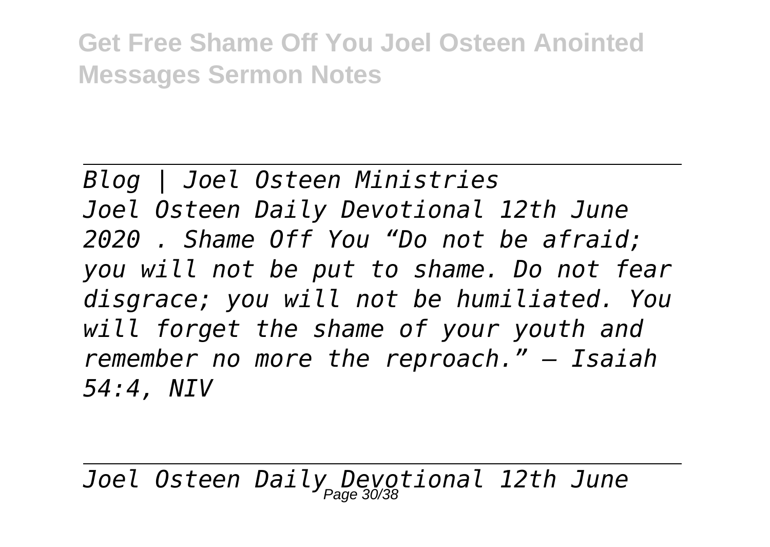*Blog | Joel Osteen Ministries*

*Joel Osteen Daily Devotional 12th June 2020 . Shame Off You "Do not be afraid; you will not be put to shame. Do not fear disgrace; you will not be humiliated. You will forget the shame of your youth and remember no more the reproach." – Isaiah 54:4, NIV*

*Joel Osteen Daily Devotional 12th June*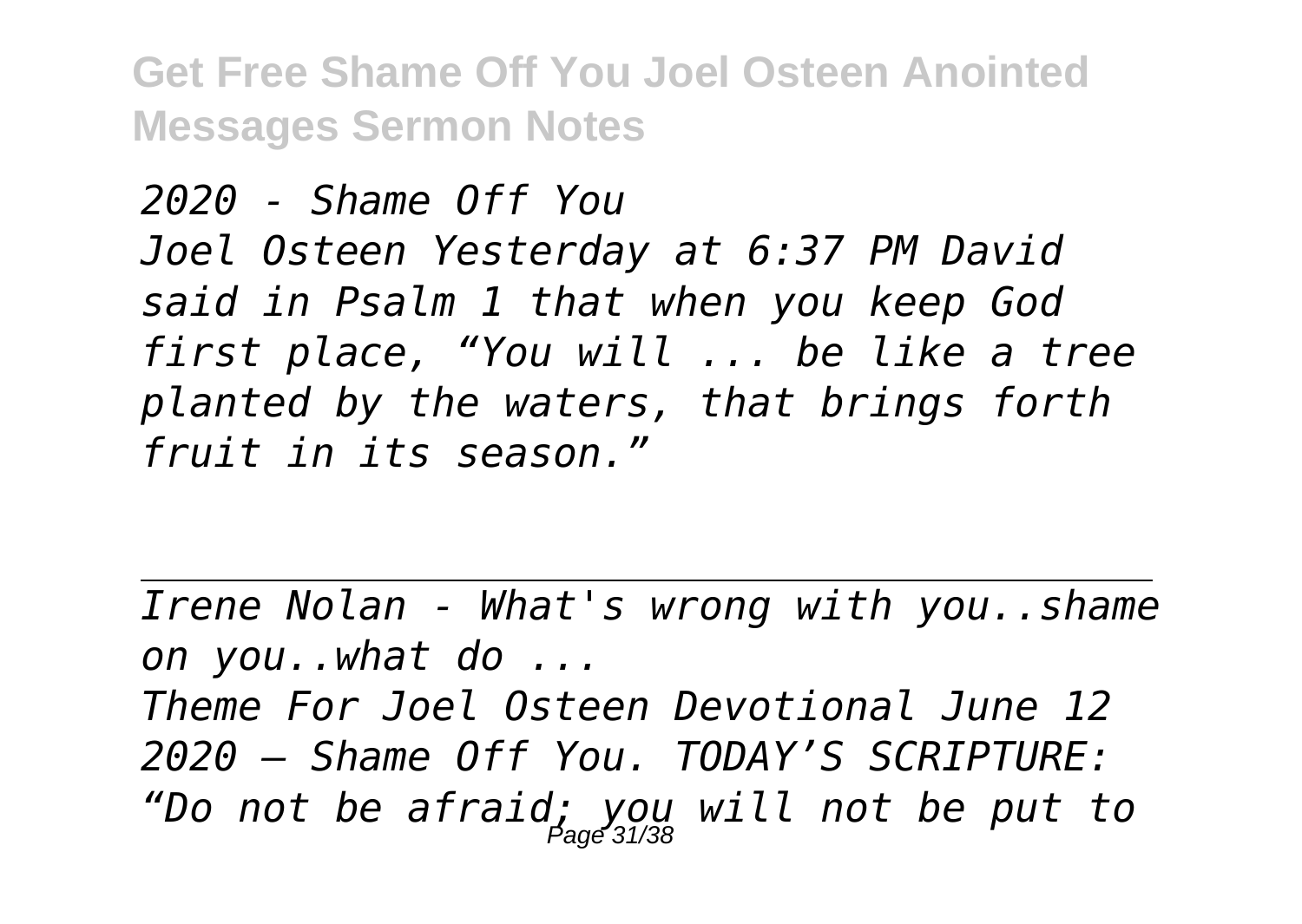*2020 - Shame Off You*
*Joel Osteen Yesterday at 6:37 PM David said in Psalm 1 that when you keep God first place, “You will ... be like a tree planted by the waters, that brings forth fruit in its season.”*

---

*Irene Nolan - What's wrong with you..shame on you..what do ...*

*Theme For Joel Osteen Devotional June 12 2020 – Shame Off You. TODAY’S SCRIPTURE: “Do not be afraid; you will not be put to*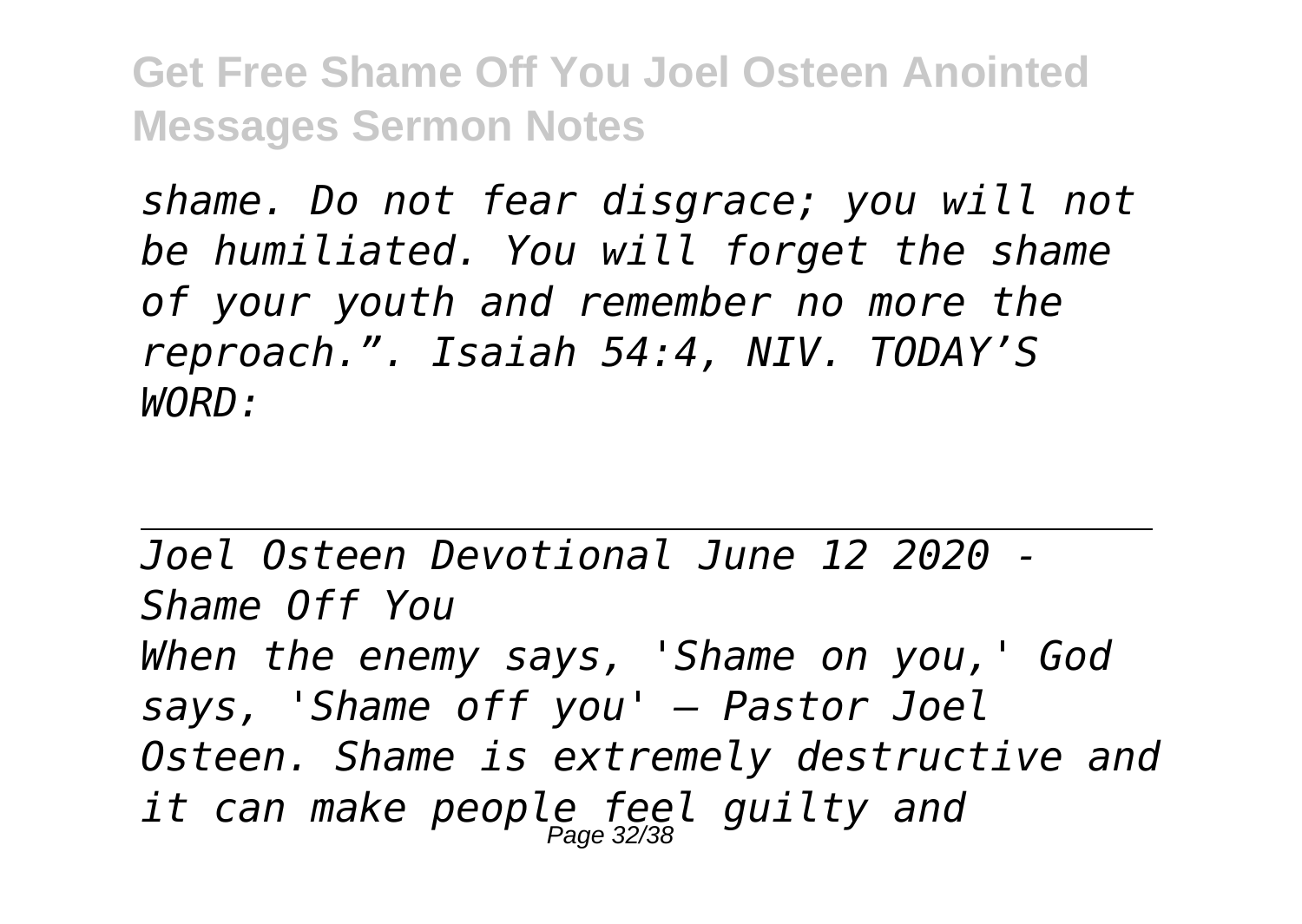*shame. Do not fear disgrace; you will not be humiliated. You will forget the shame of your youth and remember no more the reproach.". Isaiah 54:4, NIV. TODAY'S WORD:*

---

*Joel Osteen Devotional June 12 2020 - Shame Off You*

*When the enemy says, 'Shame on you,' God says, 'Shame off you' — Pastor Joel Osteen. Shame is extremely destructive and it can make people feel guilty and*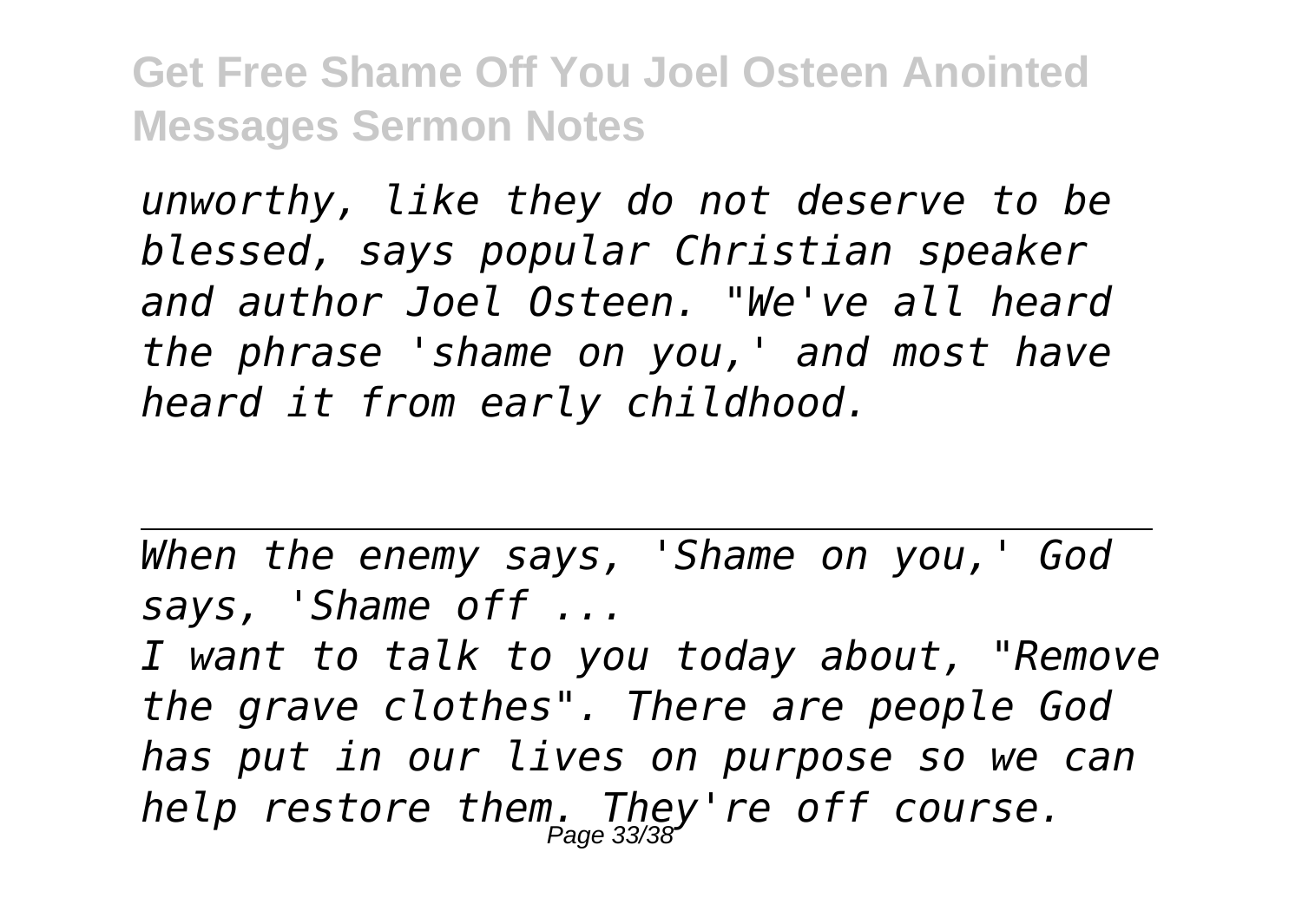*unworthy, like they do not deserve to be blessed, says popular Christian speaker and author Joel Osteen. "We've all heard the phrase 'shame on you,' and most have heard it from early childhood.*

---

*When the enemy says, 'Shame on you,' God says, 'Shame off ...*

*I want to talk to you today about, "Remove the grave clothes". There are people God has put in our lives on purpose so we can help restore them. They're off course.*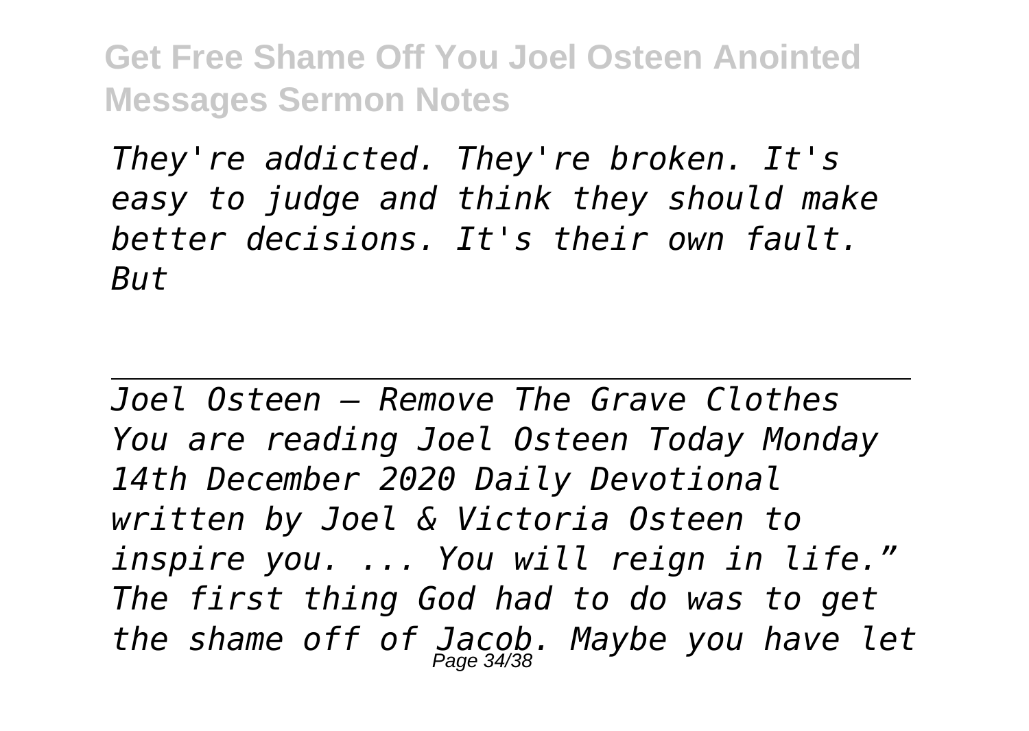*They're addicted. They're broken. It's easy to judge and think they should make better decisions. It's their own fault. But*

---

*Joel Osteen — Remove The Grave Clothes You are reading Joel Osteen Today Monday 14th December 2020 Daily Devotional written by Joel & Victoria Osteen to inspire you. ... You will reign in life." The first thing God had to do was to get the shame off of Jacob. Maybe you have let*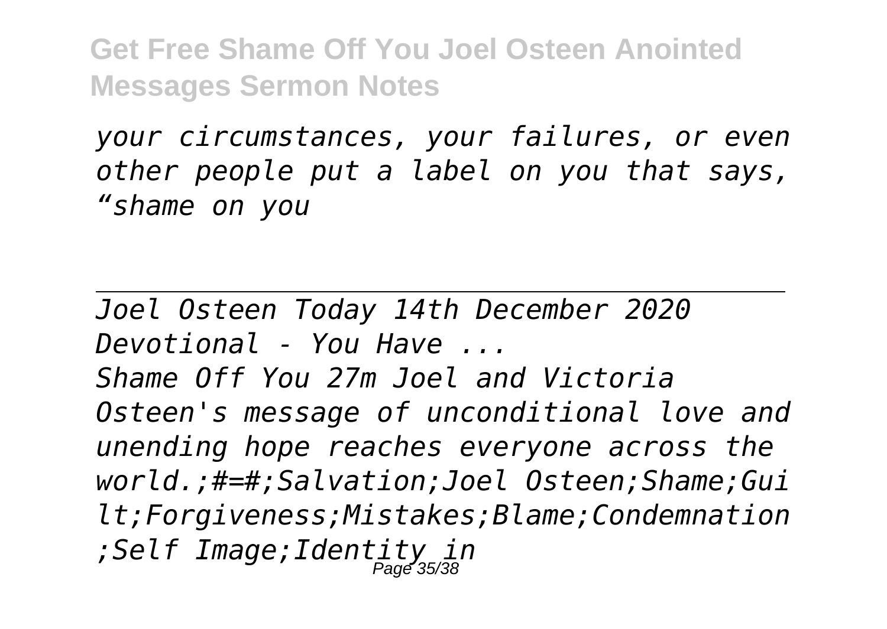*your circumstances, your failures, or even other people put a label on you that says, “shame on you*

---

*Joel Osteen Today 14th December 2020 Devotional - You Have ...*

*Shame Off You 27m Joel and Victoria Osteen's message of unconditional love and unending hope reaches everyone across the world.;#=#;Salvation;Joel Osteen;Shame;Guilt;Forgiveness;Mistakes;Blame;Condemnation;Self Image;Identity in*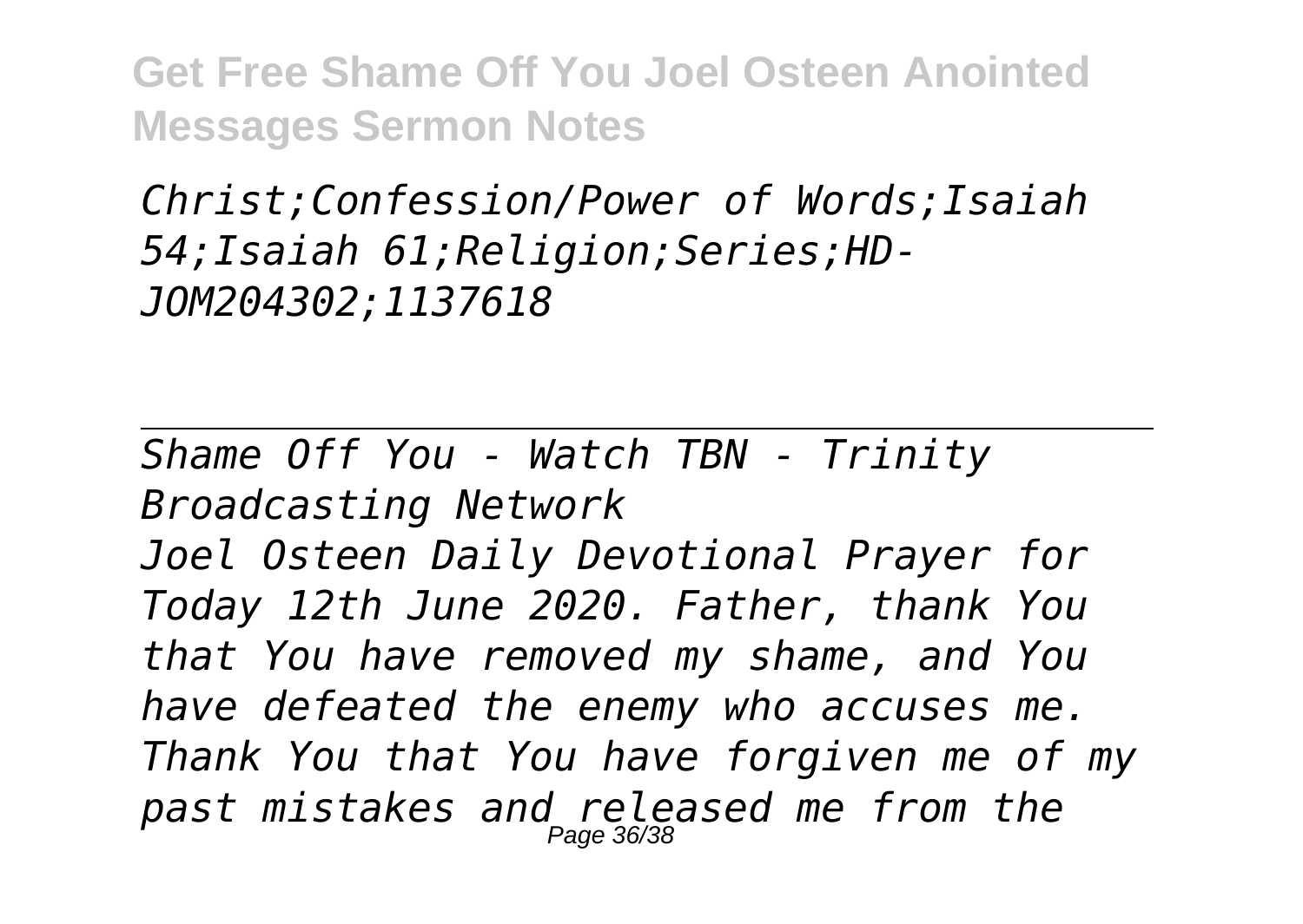*Christ;Confession/Power of Words;Isaiah 54;Isaiah 61;Religion;Series;HD-JOM204302;1137618*

---

*Shame Off You - Watch TBN - Trinity Broadcasting Network*

*Joel Osteen Daily Devotional Prayer for Today 12th June 2020. Father, thank You that You have removed my shame, and You have defeated the enemy who accuses me. Thank You that You have forgiven me of my past mistakes and released me from the*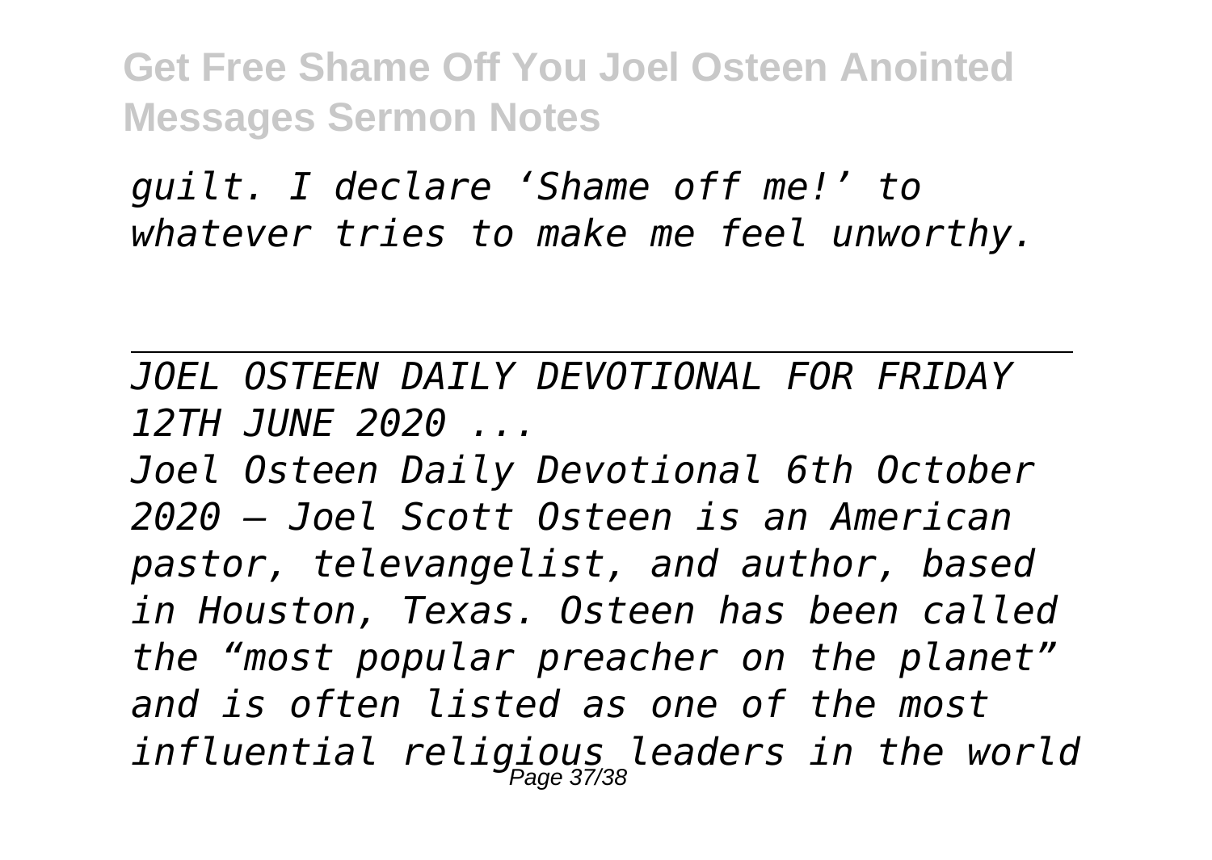*guilt. I declare 'Shame off me!' to whatever tries to make me feel unworthy.*

---

*JOEL OSTEEN DAILY DEVOTIONAL FOR FRIDAY 12TH JUNE 2020 ...*

*Joel Osteen Daily Devotional 6th October 2020 – Joel Scott Osteen is an American pastor, televangelist, and author, based in Houston, Texas. Osteen has been called the "most popular preacher on the planet" and is often listed as one of the most influential religious leaders in the world*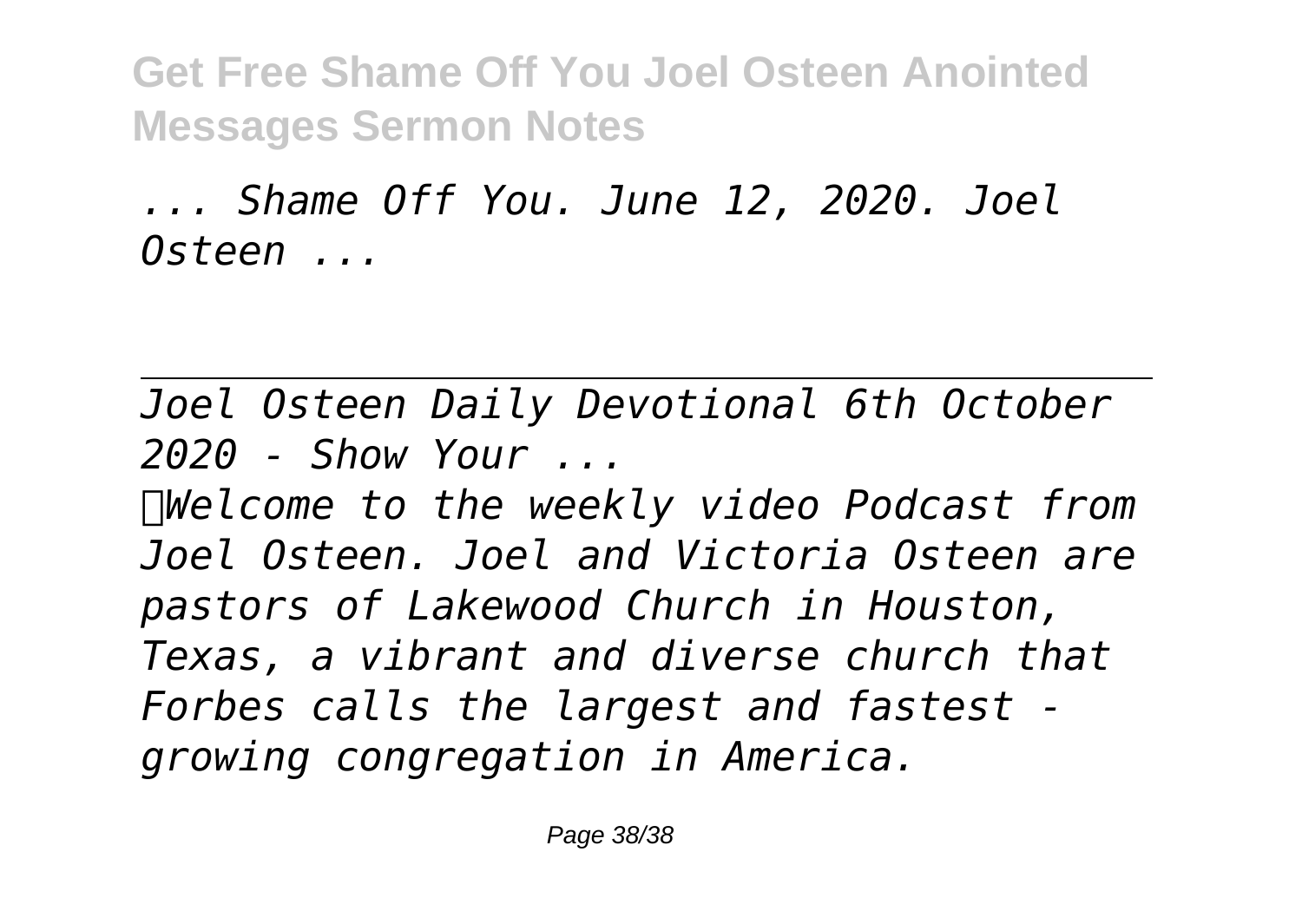*... Shame Off You. June 12, 2020. Joel Osteen ...*

---

*Joel Osteen Daily Devotional 6th October 2020 - Show Your ...*

*Welcome to the weekly video Podcast from Joel Osteen. Joel and Victoria Osteen are pastors of Lakewood Church in Houston, Texas, a vibrant and diverse church that Forbes calls the largest and fastest - growing congregation in America.*